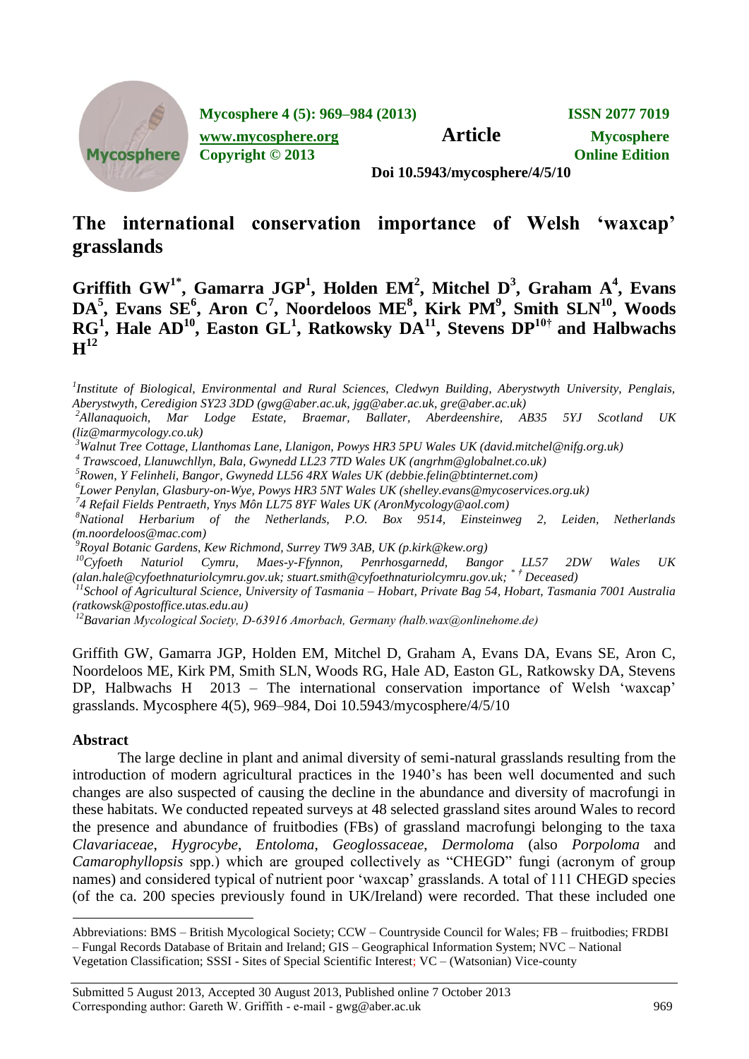Mycosphere 4 (5): 969–984 (2013) ISSN 2077 7019

www.mycosphere.org **Article** Mycosphere Online Edition

Copyright © 2013

Doi 10.5943/mycosphere/4/5/10

# The international conservation importance of Welsh 'waxcap' grasslands

**Griffith GW[1*], Gamarra JGP[1], Holden EM[2], Mitchel D[3], Graham A[4], Evans DA[5], Evans SE[6], Aron C[7], Noordeloos ME[8], Kirk PM[9], Smith SLN[10], Woods RG[1], Hale AD[10], Easton GL[1], Ratkowsky DA[11], Stevens DP[10†] and Halbwachs H[12]**

[1]*Institute of Biological, Environmental and Rural Sciences, Cledwyn Building, Aberystwyth University, Penglais, Aberystwyth, Ceredigion SY23 3DD (gwg@aber.ac.uk, jgg@aber.ac.uk, gre@aber.ac.uk)*

[2]*Allanaquoich, Mar Lodge Estate, Braemar, Ballater, Aberdeenshire, AB35 5YJ Scotland UK (liz@marmycology.co.uk)*

[3]*Walnut Tree Cottage, Llanthomas Lane, Llanigon, Powys HR3 5PU Wales UK (david.mitchel@nifg.org.uk)*

[4]*Trawscoed, Llanuwchllyn, Bala, Gwynedd LL23 7TD Wales UK (angrhm@globalnet.co.uk)*

[5]*Rowen, Y Felinheli, Bangor, Gwynedd LL56 4RX Wales UK (debbie.felin@btinternet.com)*

[6]*Lower Penylan, Glasbury-on-Wye, Powys HR3 5NT Wales UK (shelley.evans@mycoservices.org.uk)*

[7]*4 Refail Fields Pentraeth, Ynys Môn LL75 8YF Wales UK (AronMycology@aol.com)*

[8]*National Herbarium of the Netherlands, P.O. Box 9514, Einsteinweg 2, Leiden, Netherlands (m.noordeloos@mac.com)*

[9]*Royal Botanic Gardens, Kew Richmond, Surrey TW9 3AB, UK (p.kirk@kew.org)*

[10]*Cyfoeth Naturiol Cymru, Maes-y-Ffynnon, Penrhosgarnedd, Bangor LL57 2DW Wales UK (alan.hale@cyfoethnaturiolcymru.gov.uk; stuart.smith@cyfoethnaturiolcymru.gov.uk; * † Deceased)*

[11]*School of Agricultural Science, University of Tasmania – Hobart, Private Bag 54, Hobart, Tasmania 7001 Australia (ratkowsk@postoffice.utas.edu.au)*

[12]*Bavarian Mycological Society, D-63916 Amorbach, Germany (halb.wax@onlinehome.de)*

Griffith GW, Gamarra JGP, Holden EM, Mitchel D, Graham A, Evans DA, Evans SE, Aron C, Noordeloos ME, Kirk PM, Smith SLN, Woods RG, Hale AD, Easton GL, Ratkowsky DA, Stevens DP, Halbwachs H 2013 – The international conservation importance of Welsh 'waxcap' grasslands. Mycosphere 4(5), 969–984, Doi 10.5943/mycosphere/4/5/10

## Abstract

The large decline in plant and animal diversity of semi-natural grasslands resulting from the introduction of modern agricultural practices in the 1940's has been well documented and such changes are also suspected of causing the decline in the abundance and diversity of macrofungi in these habitats. We conducted repeated surveys at 48 selected grassland sites around Wales to record the presence and abundance of fruitbodies (FBs) of grassland macrofungi belonging to the taxa *Clavariaceae*, *Hygrocybe*, *Entoloma*, *Geoglossaceae*, *Dermoloma* (also *Porpoloma* and *Camarophyllopsis* spp.) which are grouped collectively as "CHEGD" fungi (acronym of group names) and considered typical of nutrient poor 'waxcap' grasslands. A total of 111 CHEGD species (of the ca. 200 species previously found in UK/Ireland) were recorded. That these included one

Abbreviations: BMS – British Mycological Society; CCW – Countryside Council for Wales; FB – fruitbodies; FRDBI – Fungal Records Database of Britain and Ireland; GIS – Geographical Information System; NVC – National Vegetation Classification; SSSI - Sites of Special Scientific Interest; VC – (Watsonian) Vice-county

Submitted 5 August 2013, Accepted 30 August 2013, Published online 7 October 2013

Corresponding author: Gareth W. Griffith - e-mail - gwg@aber.ac.uk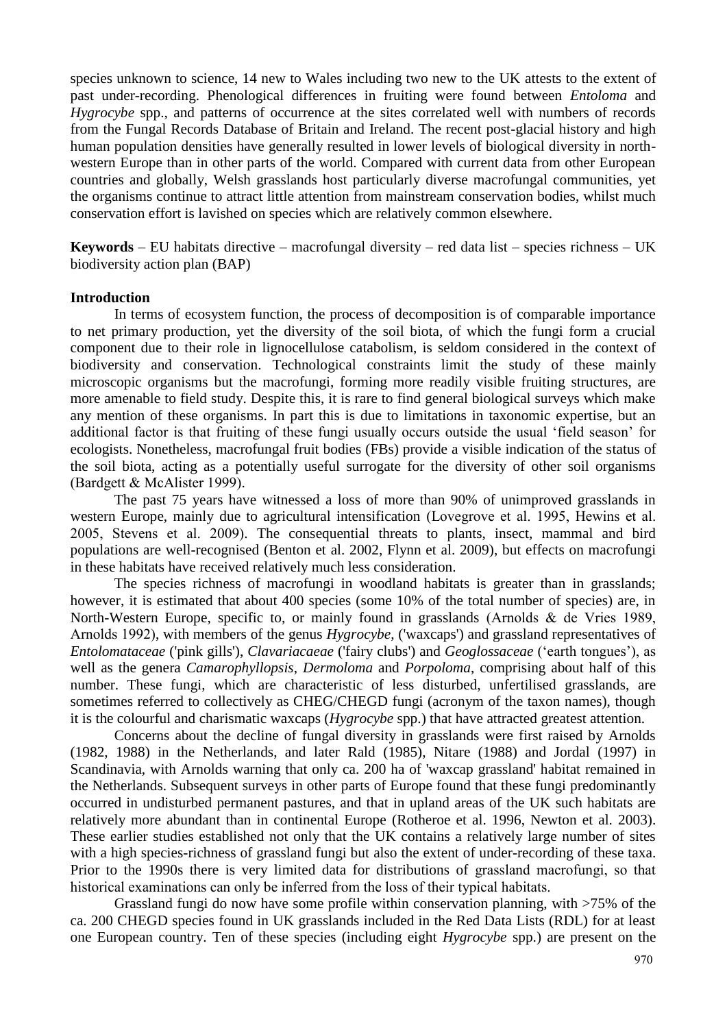species unknown to science, 14 new to Wales including two new to the UK attests to the extent of past under-recording. Phenological differences in fruiting were found between *Entoloma* and *Hygrocybe* spp., and patterns of occurrence at the sites correlated well with numbers of records from the Fungal Records Database of Britain and Ireland. The recent post-glacial history and high human population densities have generally resulted in lower levels of biological diversity in north-western Europe than in other parts of the world. Compared with current data from other European countries and globally, Welsh grasslands host particularly diverse macrofungal communities, yet the organisms continue to attract little attention from mainstream conservation bodies, whilst much conservation effort is lavished on species which are relatively common elsewhere.

**Keywords** – EU habitats directive – macrofungal diversity – red data list – species richness – UK biodiversity action plan (BAP)

## Introduction

In terms of ecosystem function, the process of decomposition is of comparable importance to net primary production, yet the diversity of the soil biota, of which the fungi form a crucial component due to their role in lignocellulose catabolism, is seldom considered in the context of biodiversity and conservation. Technological constraints limit the study of these mainly microscopic organisms but the macrofungi, forming more readily visible fruiting structures, are more amenable to field study. Despite this, it is rare to find general biological surveys which make any mention of these organisms. In part this is due to limitations in taxonomic expertise, but an additional factor is that fruiting of these fungi usually occurs outside the usual 'field season' for ecologists. Nonetheless, macrofungal fruit bodies (FBs) provide a visible indication of the status of the soil biota, acting as a potentially useful surrogate for the diversity of other soil organisms (Bardgett & McAlister 1999).

The past 75 years have witnessed a loss of more than 90% of unimproved grasslands in western Europe, mainly due to agricultural intensification (Lovegrove et al. 1995, Hewins et al. 2005, Stevens et al. 2009). The consequential threats to plants, insect, mammal and bird populations are well-recognised (Benton et al. 2002, Flynn et al. 2009), but effects on macrofungi in these habitats have received relatively much less consideration.

The species richness of macrofungi in woodland habitats is greater than in grasslands; however, it is estimated that about 400 species (some 10% of the total number of species) are, in North-Western Europe, specific to, or mainly found in grasslands (Arnolds & de Vries 1989, Arnolds 1992), with members of the genus *Hygrocybe*, ('waxcaps') and grassland representatives of *Entolomataceae* ('pink gills'), *Clavariacaeae* ('fairy clubs') and *Geoglossaceae* ('earth tongues'), as well as the genera *Camarophyllopsis*, *Dermoloma* and *Porpoloma*, comprising about half of this number. These fungi, which are characteristic of less disturbed, unfertilised grasslands, are sometimes referred to collectively as CHEG/CHEGD fungi (acronym of the taxon names), though it is the colourful and charismatic waxcaps (*Hygrocybe* spp.) that have attracted greatest attention.

Concerns about the decline of fungal diversity in grasslands were first raised by Arnolds (1982, 1988) in the Netherlands, and later Rald (1985), Nitare (1988) and Jordal (1997) in Scandinavia, with Arnolds warning that only ca. 200 ha of 'waxcap grassland' habitat remained in the Netherlands. Subsequent surveys in other parts of Europe found that these fungi predominantly occurred in undisturbed permanent pastures, and that in upland areas of the UK such habitats are relatively more abundant than in continental Europe (Rotheroe et al. 1996, Newton et al. 2003). These earlier studies established not only that the UK contains a relatively large number of sites with a high species-richness of grassland fungi but also the extent of under-recording of these taxa. Prior to the 1990s there is very limited data for distributions of grassland macrofungi, so that historical examinations can only be inferred from the loss of their typical habitats.

Grassland fungi do now have some profile within conservation planning, with >75% of the ca. 200 CHEGD species found in UK grasslands included in the Red Data Lists (RDL) for at least one European country. Ten of these species (including eight *Hygrocybe* spp.) are present on the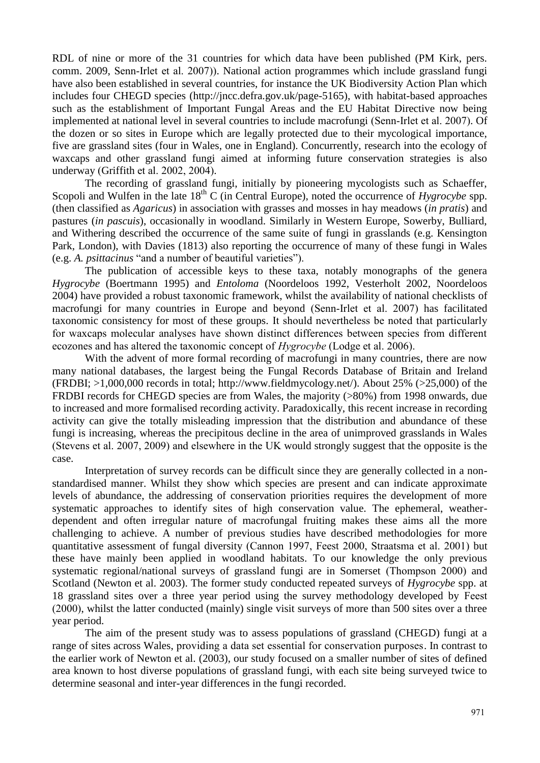RDL of nine or more of the 31 countries for which data have been published (PM Kirk, pers. comm. 2009, Senn-Irlet et al. 2007)). National action programmes which include grassland fungi have also been established in several countries, for instance the UK Biodiversity Action Plan which includes four CHEGD species (http://jncc.defra.gov.uk/page-5165), with habitat-based approaches such as the establishment of Important Fungal Areas and the EU Habitat Directive now being implemented at national level in several countries to include macrofungi (Senn-Irlet et al. 2007). Of the dozen or so sites in Europe which are legally protected due to their mycological importance, five are grassland sites (four in Wales, one in England). Concurrently, research into the ecology of waxcaps and other grassland fungi aimed at informing future conservation strategies is also underway (Griffith et al. 2002, 2004).

The recording of grassland fungi, initially by pioneering mycologists such as Schaeffer, Scopoli and Wulfen in the late 18th C (in Central Europe), noted the occurrence of *Hygrocybe* spp. (then classified as *Agaricus*) in association with grasses and mosses in hay meadows (*in pratis*) and pastures (*in pascuis*), occasionally in woodland. Similarly in Western Europe, Sowerby, Bulliard, and Withering described the occurrence of the same suite of fungi in grasslands (e.g. Kensington Park, London), with Davies (1813) also reporting the occurrence of many of these fungi in Wales (e.g. *A. psittacinus* "and a number of beautiful varieties").

The publication of accessible keys to these taxa, notably monographs of the genera *Hygrocybe* (Boertmann 1995) and *Entoloma* (Noordeloos 1992, Vesterholt 2002, Noordeloos 2004) have provided a robust taxonomic framework, whilst the availability of national checklists of macrofungi for many countries in Europe and beyond (Senn-Irlet et al. 2007) has facilitated taxonomic consistency for most of these groups. It should nevertheless be noted that particularly for waxcaps molecular analyses have shown distinct differences between species from different ecozones and has altered the taxonomic concept of *Hygrocybe* (Lodge et al. 2006).

With the advent of more formal recording of macrofungi in many countries, there are now many national databases, the largest being the Fungal Records Database of Britain and Ireland (FRDBI; >1,000,000 records in total; http://www.fieldmycology.net/). About 25% (>25,000) of the FRDBI records for CHEGD species are from Wales, the majority (>80%) from 1998 onwards, due to increased and more formalised recording activity. Paradoxically, this recent increase in recording activity can give the totally misleading impression that the distribution and abundance of these fungi is increasing, whereas the precipitous decline in the area of unimproved grasslands in Wales (Stevens et al. 2007, 2009) and elsewhere in the UK would strongly suggest that the opposite is the case.

Interpretation of survey records can be difficult since they are generally collected in a non-standardised manner. Whilst they show which species are present and can indicate approximate levels of abundance, the addressing of conservation priorities requires the development of more systematic approaches to identify sites of high conservation value. The ephemeral, weather-dependent and often irregular nature of macrofungal fruiting makes these aims all the more challenging to achieve. A number of previous studies have described methodologies for more quantitative assessment of fungal diversity (Cannon 1997, Feest 2000, Straatsma et al. 2001) but these have mainly been applied in woodland habitats. To our knowledge the only previous systematic regional/national surveys of grassland fungi are in Somerset (Thompson 2000) and Scotland (Newton et al. 2003). The former study conducted repeated surveys of *Hygrocybe* spp. at 18 grassland sites over a three year period using the survey methodology developed by Feest (2000), whilst the latter conducted (mainly) single visit surveys of more than 500 sites over a three year period.

The aim of the present study was to assess populations of grassland (CHEGD) fungi at a range of sites across Wales, providing a data set essential for conservation purposes. In contrast to the earlier work of Newton et al. (2003), our study focused on a smaller number of sites of defined area known to host diverse populations of grassland fungi, with each site being surveyed twice to determine seasonal and inter-year differences in the fungi recorded.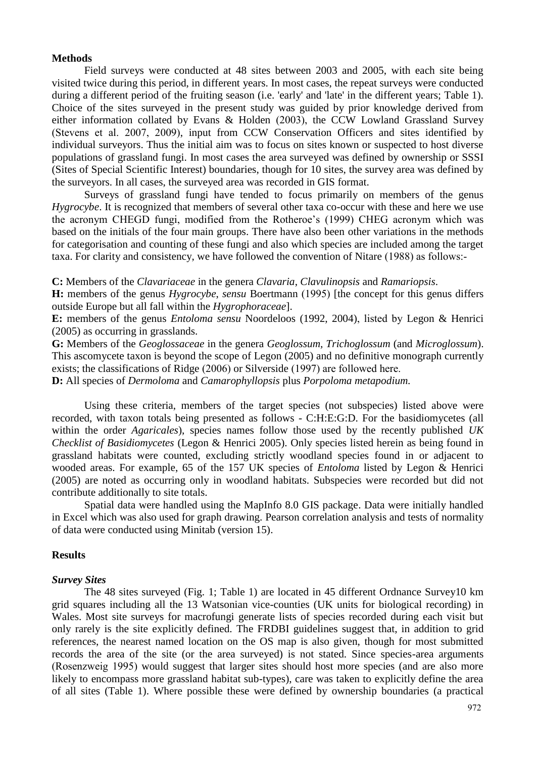## Methods

Field surveys were conducted at 48 sites between 2003 and 2005, with each site being visited twice during this period, in different years. In most cases, the repeat surveys were conducted during a different period of the fruiting season (i.e. 'early' and 'late' in the different years; Table 1). Choice of the sites surveyed in the present study was guided by prior knowledge derived from either information collated by Evans & Holden (2003), the CCW Lowland Grassland Survey (Stevens et al. 2007, 2009), input from CCW Conservation Officers and sites identified by individual surveyors. Thus the initial aim was to focus on sites known or suspected to host diverse populations of grassland fungi. In most cases the area surveyed was defined by ownership or SSSI (Sites of Special Scientific Interest) boundaries, though for 10 sites, the survey area was defined by the surveyors. In all cases, the surveyed area was recorded in GIS format.

Surveys of grassland fungi have tended to focus primarily on members of the genus *Hygrocybe*. It is recognized that members of several other taxa co-occur with these and here we use the acronym CHEGD fungi, modified from the Rotheroe's (1999) CHEG acronym which was based on the initials of the four main groups. There have also been other variations in the methods for categorisation and counting of these fungi and also which species are included among the target taxa. For clarity and consistency, we have followed the convention of Nitare (1988) as follows:-

**C:** Members of the *Clavariaceae* in the genera *Clavaria*, *Clavulinopsis* and *Ramariopsis*.

**H:** members of the genus *Hygrocybe*, *sensu* Boertmann (1995) [the concept for this genus differs outside Europe but all fall within the *Hygrophoraceae*].

**E:** members of the genus *Entoloma sensu* Noordeloos (1992, 2004), listed by Legon & Henrici (2005) as occurring in grasslands.

**G:** Members of the *Geoglossaceae* in the genera *Geoglossum*, *Trichoglossum* (and *Microglossum*). This ascomycete taxon is beyond the scope of Legon (2005) and no definitive monograph currently exists; the classifications of Ridge (2006) or Silverside (1997) are followed here.

**D:** All species of *Dermoloma* and *Camarophyllopsis* plus *Porpoloma metapodium.*

Using these criteria, members of the target species (not subspecies) listed above were recorded, with taxon totals being presented as follows - C:H:E:G:D. For the basidiomycetes (all within the order *Agaricales*), species names follow those used by the recently published *UK Checklist of Basidiomycetes* (Legon & Henrici 2005). Only species listed herein as being found in grassland habitats were counted, excluding strictly woodland species found in or adjacent to wooded areas. For example, 65 of the 157 UK species of *Entoloma* listed by Legon & Henrici (2005) are noted as occurring only in woodland habitats. Subspecies were recorded but did not contribute additionally to site totals.

Spatial data were handled using the MapInfo 8.0 GIS package. Data were initially handled in Excel which was also used for graph drawing. Pearson correlation analysis and tests of normality of data were conducted using Minitab (version 15).

## Results

### *Survey Sites*

The 48 sites surveyed (Fig. 1; Table 1) are located in 45 different Ordnance Survey10 km grid squares including all the 13 Watsonian vice-counties (UK units for biological recording) in Wales. Most site surveys for macrofungi generate lists of species recorded during each visit but only rarely is the site explicitly defined. The FRDBI guidelines suggest that, in addition to grid references, the nearest named location on the OS map is also given, though for most submitted records the area of the site (or the area surveyed) is not stated. Since species-area arguments (Rosenzweig 1995) would suggest that larger sites should host more species (and are also more likely to encompass more grassland habitat sub-types), care was taken to explicitly define the area of all sites (Table 1). Where possible these were defined by ownership boundaries (a practical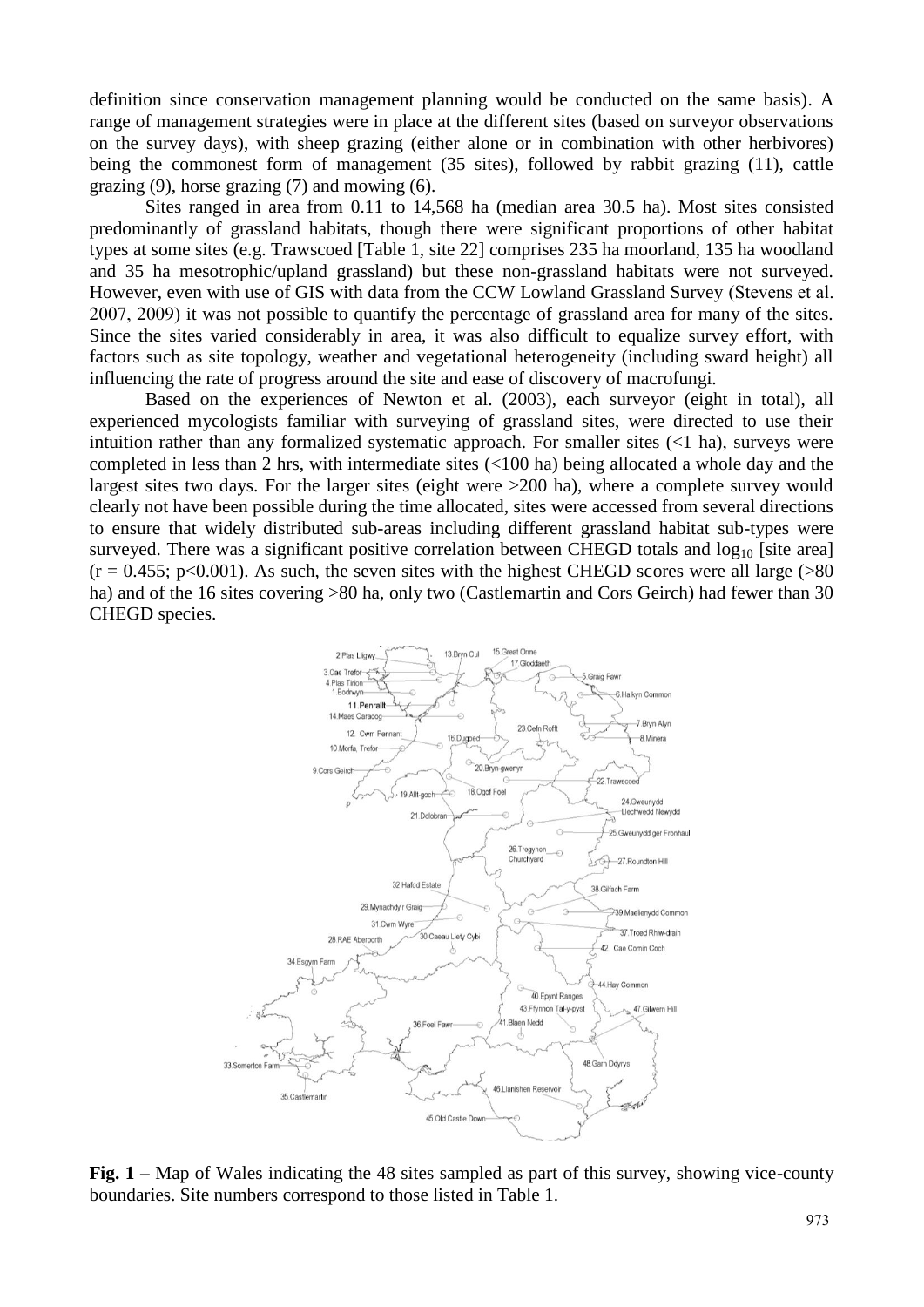definition since conservation management planning would be conducted on the same basis). A range of management strategies were in place at the different sites (based on surveyor observations on the survey days), with sheep grazing (either alone or in combination with other herbivores) being the commonest form of management (35 sites), followed by rabbit grazing (11), cattle grazing (9), horse grazing (7) and mowing (6).

Sites ranged in area from 0.11 to 14,568 ha (median area 30.5 ha). Most sites consisted predominantly of grassland habitats, though there were significant proportions of other habitat types at some sites (e.g. Trawscoed [Table 1, site 22] comprises 235 ha moorland, 135 ha woodland and 35 ha mesotrophic/upland grassland) but these non-grassland habitats were not surveyed. However, even with use of GIS with data from the CCW Lowland Grassland Survey (Stevens et al. 2007, 2009) it was not possible to quantify the percentage of grassland area for many of the sites. Since the sites varied considerably in area, it was also difficult to equalize survey effort, with factors such as site topology, weather and vegetational heterogeneity (including sward height) all influencing the rate of progress around the site and ease of discovery of macrofungi.

Based on the experiences of Newton et al. (2003), each surveyor (eight in total), all experienced mycologists familiar with surveying of grassland sites, were directed to use their intuition rather than any formalized systematic approach. For smaller sites (<1 ha), surveys were completed in less than 2 hrs, with intermediate sites (<100 ha) being allocated a whole day and the largest sites two days. For the larger sites (eight were >200 ha), where a complete survey would clearly not have been possible during the time allocated, sites were accessed from several directions to ensure that widely distributed sub-areas including different grassland habitat sub-types were surveyed. There was a significant positive correlation between CHEGD totals and $\log_{10}$ [site area] ($r = 0.455$; $p<0.001$). As such, the seven sites with the highest CHEGD scores were all large (>80 ha) and of the 16 sites covering >80 ha, only two (Castlemartin and Cors Geirch) had fewer than 30 CHEGD species.

**Fig. 1 –** Map of Wales indicating the 48 sites sampled as part of this survey, showing vice-county boundaries. Site numbers correspond to those listed in Table 1.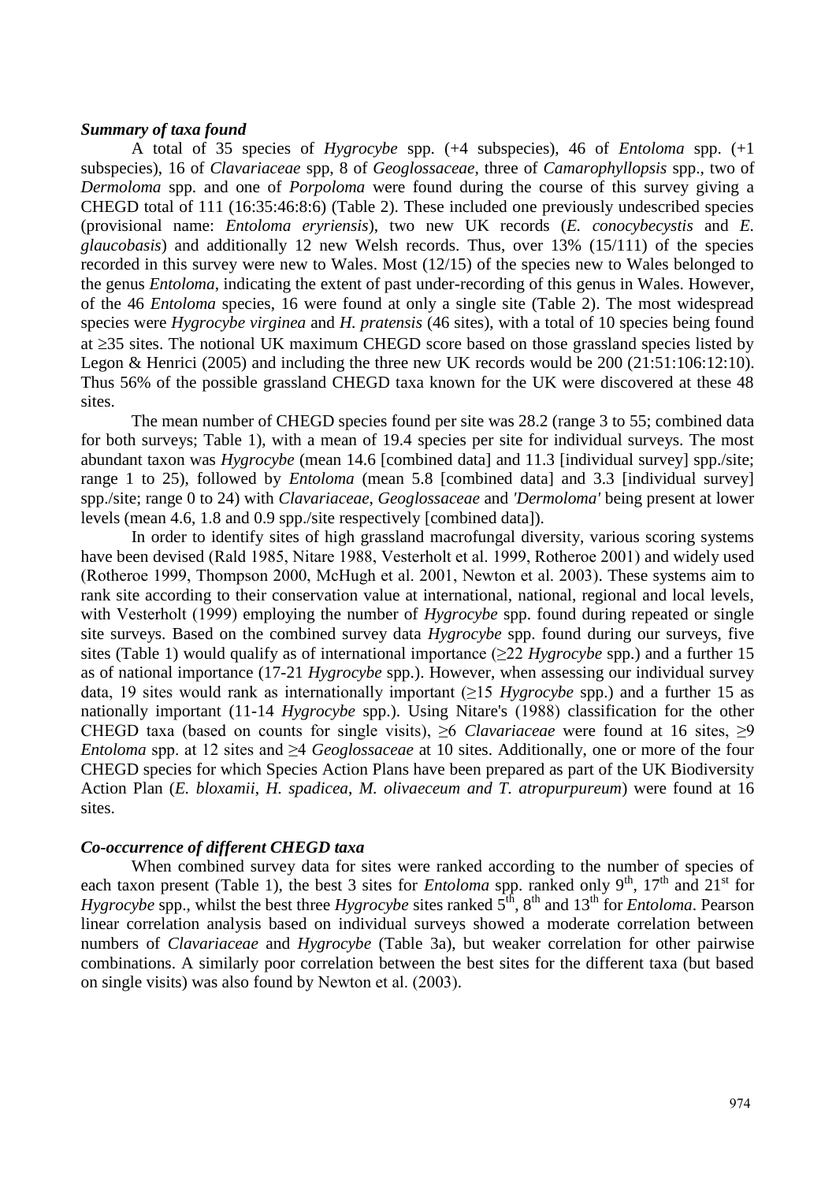### *Summary of taxa found*

A total of 35 species of *Hygrocybe* spp. (+4 subspecies), 46 of *Entoloma* spp. (+1 subspecies), 16 of *Clavariaceae* spp, 8 of *Geoglossaceae*, three of *Camarophyllopsis* spp., two of *Dermoloma* spp. and one of *Porpoloma* were found during the course of this survey giving a CHEGD total of 111 (16:35:46:8:6) (Table 2). These included one previously undescribed species (provisional name: *Entoloma eryriensis*), two new UK records (*E. conocybecystis* and *E. glaucobasis*) and additionally 12 new Welsh records. Thus, over 13% (15/111) of the species recorded in this survey were new to Wales. Most (12/15) of the species new to Wales belonged to the genus *Entoloma*, indicating the extent of past under-recording of this genus in Wales. However, of the 46 *Entoloma* species, 16 were found at only a single site (Table 2). The most widespread species were *Hygrocybe virginea* and *H. pratensis* (46 sites), with a total of 10 species being found at ≥35 sites. The notional UK maximum CHEGD score based on those grassland species listed by Legon & Henrici (2005) and including the three new UK records would be 200 (21:51:106:12:10). Thus 56% of the possible grassland CHEGD taxa known for the UK were discovered at these 48 sites.

The mean number of CHEGD species found per site was 28.2 (range 3 to 55; combined data for both surveys; Table 1), with a mean of 19.4 species per site for individual surveys. The most abundant taxon was *Hygrocybe* (mean 14.6 [combined data] and 11.3 [individual survey] spp./site; range 1 to 25), followed by *Entoloma* (mean 5.8 [combined data] and 3.3 [individual survey] spp./site; range 0 to 24) with *Clavariaceae*, *Geoglossaceae* and *'Dermoloma'* being present at lower levels (mean 4.6, 1.8 and 0.9 spp./site respectively [combined data]).

In order to identify sites of high grassland macrofungal diversity, various scoring systems have been devised (Rald 1985, Nitare 1988, Vesterholt et al. 1999, Rotheroe 2001) and widely used (Rotheroe 1999, Thompson 2000, McHugh et al. 2001, Newton et al. 2003). These systems aim to rank site according to their conservation value at international, national, regional and local levels, with Vesterholt (1999) employing the number of *Hygrocybe* spp. found during repeated or single site surveys. Based on the combined survey data *Hygrocybe* spp. found during our surveys, five sites (Table 1) would qualify as of international importance (≥22 *Hygrocybe* spp.) and a further 15 as of national importance (17-21 *Hygrocybe* spp.). However, when assessing our individual survey data, 19 sites would rank as internationally important (≥15 *Hygrocybe* spp.) and a further 15 as nationally important (11-14 *Hygrocybe* spp.). Using Nitare's (1988) classification for the other CHEGD taxa (based on counts for single visits), ≥6 *Clavariaceae* were found at 16 sites, ≥9 *Entoloma* spp. at 12 sites and ≥4 *Geoglossaceae* at 10 sites. Additionally, one or more of the four CHEGD species for which Species Action Plans have been prepared as part of the UK Biodiversity Action Plan (*E. bloxamii*, *H. spadicea*, *M. olivaceum and T. atropurpureum*) were found at 16 sites.

### *Co-occurrence of different CHEGD taxa*

When combined survey data for sites were ranked according to the number of species of each taxon present (Table 1), the best 3 sites for *Entoloma* spp. ranked only 9th, 17th and 21st for *Hygrocybe* spp., whilst the best three *Hygrocybe* sites ranked 5th, 8th and 13th for *Entoloma*. Pearson linear correlation analysis based on individual surveys showed a moderate correlation between numbers of *Clavariaceae* and *Hygrocybe* (Table 3a), but weaker correlation for other pairwise combinations. A similarly poor correlation between the best sites for the different taxa (but based on single visits) was also found by Newton et al. (2003).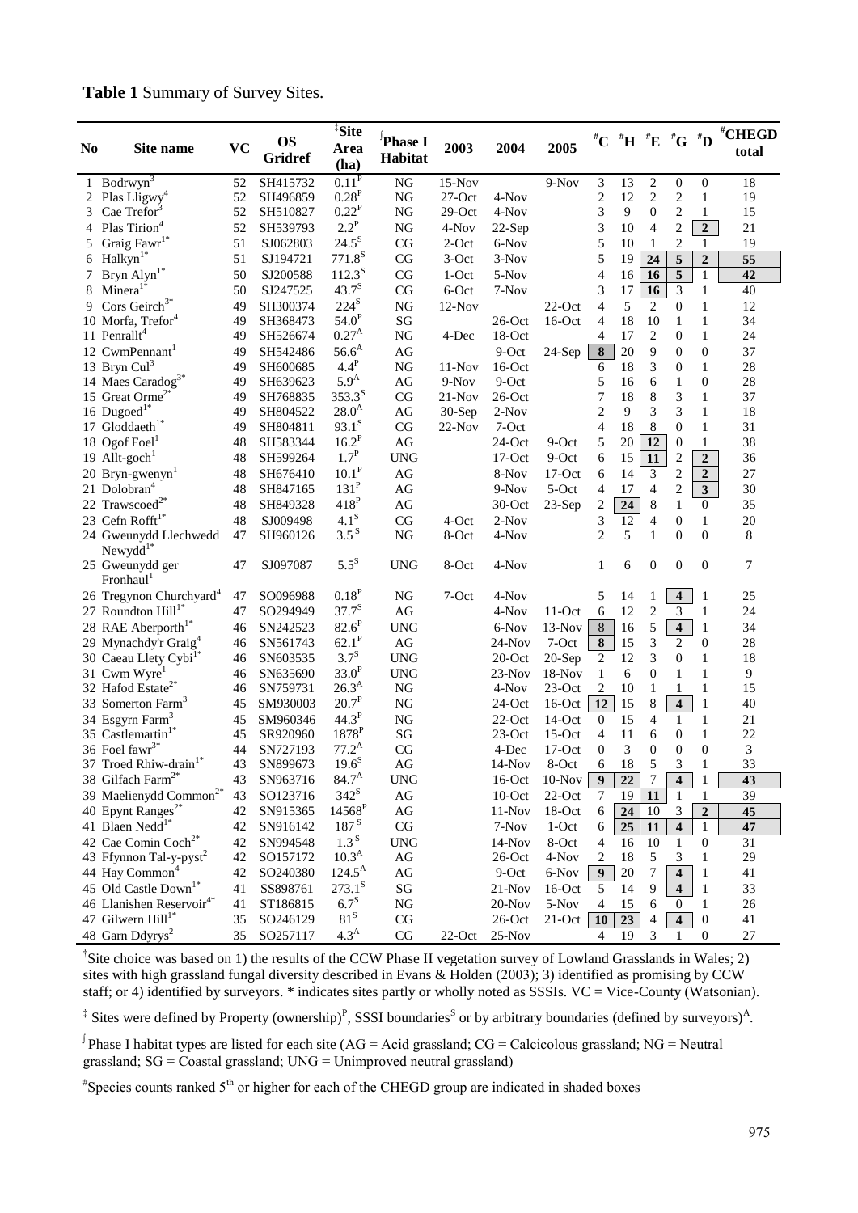**Table 1** Summary of Survey Sites.

| No | Site name | VC | OS Gridref | ‡Site Area (ha) | ∫Phase I Habitat | 2003 | 2004 | 2005 | #C | #H | #E | #G | #D | #CHEGD total |
|---|---|---|---|---|---|---|---|---|---|---|---|---|---|---|
| 1 | Bodrwyn[3] | 52 | SH415732 | 0.11[P] | NG | 15-Nov | | 9-Nov | 3 | 13 | 2 | 0 | 0 | 18 |
| 2 | Plas Lligwy[4] | 52 | SH496859 | 0.28[P] | NG | 27-Oct | 4-Nov | | 2 | 12 | 2 | 2 | 1 | 19 |
| 3 | Cae Trefor[3] | 52 | SH510827 | 0.22[P] | NG | 29-Oct | 4-Nov | | 3 | 9 | 0 | 2 | 1 | 15 |
| 4 | Plas Tirion[4] | 52 | SH539793 | 2.2[P] | NG | 4-Nov | 22-Sep | | 3 | 10 | 4 | 2 | **2** | 21 |
| 5 | Graig Fawr[1*] | 51 | SJ062803 | 24.5[S] | CG | 2-Oct | 6-Nov | | 5 | 10 | 1 | 2 | 1 | 19 |
| 6 | Halkyn[1*] | 51 | SJ194721 | 771.8[S] | CG | 3-Oct | 3-Nov | | 5 | 19 | **24** | **5** | **2** | **55** |
| 7 | Bryn Alyn[1*] | 50 | SJ200588 | 112.3[S] | CG | 1-Oct | 5-Nov | | 4 | 16 | **16** | **5** | 1 | **42** |
| 8 | Minera[1*] | 50 | SJ247525 | 43.7[S] | CG | 6-Oct | 7-Nov | | 3 | 17 | **16** | 3 | 1 | 40 |
| 9 | Cors Geirch[3*] | 49 | SH300374 | 224[S] | NG | 12-Nov | | 22-Oct | 4 | 5 | 2 | 0 | 1 | 12 |
| 10 | Morfa, Trefor[4] | 49 | SH368473 | 54.0[P] | SG | | 26-Oct | 16-Oct | 4 | 18 | 10 | 1 | 1 | 34 |
| 11 | Penrallt[4] | 49 | SH526674 | 0.27[A] | NG | 4-Dec | 18-Oct | | 4 | 17 | 2 | 0 | 1 | 24 |
| 12 | CwmPennant[1] | 49 | SH542486 | 56.6[A] | AG | | 9-Oct | 24-Sep | **8** | 20 | 9 | 0 | 0 | 37 |
| 13 | Bryn Cul[3] | 49 | SH600685 | 4.4[P] | NG | 11-Nov | 16-Oct | | 6 | 18 | 3 | 0 | 1 | 28 |
| 14 | Maes Caradog[3*] | 49 | SH639623 | 5.9[A] | AG | 9-Nov | 9-Oct | | 5 | 16 | 6 | 1 | 0 | 28 |
| 15 | Great Orme[2*] | 49 | SH768835 | 353.3[S] | CG | 21-Nov | 26-Oct | | 7 | 18 | 8 | 3 | 1 | 37 |
| 16 | Dugoed[1*] | 49 | SH804522 | 28.0[A] | AG | 30-Sep | 2-Nov | | 2 | 9 | 3 | 3 | 1 | 18 |
| 17 | Gloddaeth[1*] | 49 | SH804811 | 93.1[S] | CG | 22-Nov | 7-Oct | | 4 | 18 | 8 | 0 | 1 | 31 |
| 18 | Ogof Foel[1] | 48 | SH583344 | 16.2[P] | AG | | 24-Oct | 9-Oct | 5 | 20 | **12** | 0 | 1 | 38 |
| 19 | Allt-goch[1] | 48 | SH599264 | 1.7[P] | UNG | | 17-Oct | 9-Oct | 6 | 15 | **11** | 2 | **2** | 36 |
| 20 | Bryn-gwenyn[1] | 48 | SH676410 | 10.1[P] | AG | | 8-Nov | 17-Oct | 6 | 14 | 3 | 2 | **2** | 27 |
| 21 | Dolobran[4] | 48 | SH847165 | 131[P] | AG | | 9-Nov | 5-Oct | 4 | 17 | 4 | 2 | **3** | 30 |
| 22 | Trawscoed[2*] | 48 | SH849328 | 418[P] | AG | | 30-Oct | 23-Sep | 2 | **24** | 8 | 1 | 0 | 35 |
| 23 | Cefn Rofft[1*] | 48 | SJ009498 | 4.1[S] | CG | 4-Oct | 2-Nov | | 3 | 12 | 4 | 0 | 1 | 20 |
| 24 | Gweunydd Llechwedd Newydd[1*] | 47 | SH960126 | 3.5[S] | NG | 8-Oct | 4-Nov | | 2 | 5 | 1 | 0 | 0 | 8 |
| 25 | Gweunydd ger Fronhaul[1] | 47 | SJ097087 | 5.5[S] | UNG | 8-Oct | 4-Nov | | 1 | 6 | 0 | 0 | 0 | 7 |
| 26 | Tregynon Churchyard[4] | 47 | SO096988 | 0.18[P] | NG | 7-Oct | 4-Nov | | 5 | 14 | 1 | **4** | 1 | 25 |
| 27 | Roundton Hill[1*] | 47 | SO294949 | 37.7[S] | AG | | 4-Nov | 11-Oct | 6 | 12 | 2 | 3 | 1 | 24 |
| 28 | RAE Aberporth[1*] | 46 | SN242523 | 82.6[P] | UNG | | 6-Nov | 13-Nov | **8** | 16 | 5 | **4** | 1 | 34 |
| 29 | Mynachdy'r Graig[4] | 46 | SN561743 | 62.1[P] | AG | | 24-Nov | 7-Oct | **8** | 15 | 3 | 2 | 0 | 28 |
| 30 | Caeau Llety Cybi[1*] | 46 | SN603535 | 3.7[S] | UNG | | 20-Oct | 20-Sep | 2 | 12 | 3 | 0 | 1 | 18 |
| 31 | Cwm Wyre[1] | 46 | SN635690 | 33.0[P] | UNG | | 23-Nov | 18-Nov | 1 | 6 | 0 | 1 | 1 | 9 |
| 32 | Hafod Estate[2*] | 46 | SN759731 | 26.3[A] | NG | | 4-Nov | 23-Oct | 2 | 10 | 1 | 1 | 1 | 15 |
| 33 | Somerton Farm[3] | 45 | SM930003 | 20.7[P] | NG | | 24-Oct | 16-Oct | **12** | 15 | 8 | **4** | 1 | 40 |
| 34 | Esgyrn Farm[3] | 45 | SM960346 | 44.3[P] | NG | | 22-Oct | 14-Oct | 0 | 15 | 4 | 1 | 1 | 21 |
| 35 | Castlemartin[1*] | 45 | SR920960 | 1878[P] | SG | | 23-Oct | 15-Oct | 4 | 11 | 6 | 0 | 1 | 22 |
| 36 | Foel fawr[3*] | 44 | SN727193 | 77.2[A] | CG | | 4-Dec | 17-Oct | 0 | 3 | 0 | 0 | 0 | 3 |
| 37 | Troed Rhiw-drain[1*] | 43 | SN899673 | 19.6[S] | AG | | 14-Nov | 8-Oct | 6 | 18 | 5 | 3 | 1 | 33 |
| 38 | Gilfach Farm[2*] | 43 | SN963716 | 84.7[A] | UNG | | 16-Oct | 10-Nov | **9** | **22** | 7 | **4** | 1 | **43** |
| 39 | Maelienydd Common[2*] | 43 | SO123716 | 342[S] | AG | | 10-Oct | 22-Oct | 7 | 19 | **11** | 1 | 1 | 39 |
| 40 | Epynt Ranges[2*] | 42 | SN915365 | 14568[P] | AG | | 11-Nov | 18-Oct | 6 | **24** | 10 | 3 | **2** | **45** |
| 41 | Blaen Nedd[1*] | 42 | SN916142 | 187[S] | CG | | 7-Nov | 1-Oct | 6 | **25** | **11** | **4** | 1 | **47** |
| 42 | Cae Comin Coch[2*] | 42 | SN994548 | 1.3[S] | UNG | | 14-Nov | 8-Oct | 4 | 16 | 10 | 1 | 0 | 31 |
| 43 | Ffynnon Tal-y-pyst[2] | 42 | SO157172 | 10.3[A] | AG | | 26-Oct | 4-Nov | 2 | 18 | 5 | 3 | 1 | 29 |
| 44 | Hay Common[4] | 42 | SO240380 | 124.5[A] | AG | | 9-Oct | 6-Nov | **9** | 20 | 7 | **4** | 1 | 41 |
| 45 | Old Castle Down[1*] | 41 | SS898761 | 273.1[S] | SG | | 21-Nov | 16-Oct | 5 | 14 | 9 | **4** | 1 | 33 |
| 46 | Llanishen Reservoir[4*] | 41 | ST186815 | 6.7[S] | NG | | 20-Nov | 5-Nov | 4 | 15 | 6 | 0 | 1 | 26 |
| 47 | Gilwern Hill[1*] | 35 | SO246129 | 81[S] | CG | | 26-Oct | 21-Oct | **10** | **23** | 4 | **4** | 0 | 41 |
| 48 | Garn Ddyrys[2] | 35 | SO257117 | 4.3[A] | CG | 22-Oct | 25-Nov | | 4 | 19 | 3 | 1 | 0 | 27 |

†Site choice was based on 1) the results of the CCW Phase II vegetation survey of Lowland Grasslands in Wales; 2) sites with high grassland fungal diversity described in Evans & Holden (2003); 3) identified as promising by CCW staff; or 4) identified by surveyors. * indicates sites partly or wholly noted as SSSIs. VC = Vice-County (Watsonian).

‡ Sites were defined by Property (ownership)[P], SSSI boundaries[S] or by arbitrary boundaries (defined by surveyors)[A].

∫ Phase I habitat types are listed for each site (AG = Acid grassland; CG = Calcicolous grassland; NG = Neutral grassland; SG = Coastal grassland; UNG = Unimproved neutral grassland)

#Species counts ranked 5th or higher for each of the CHEGD group are indicated in shaded boxes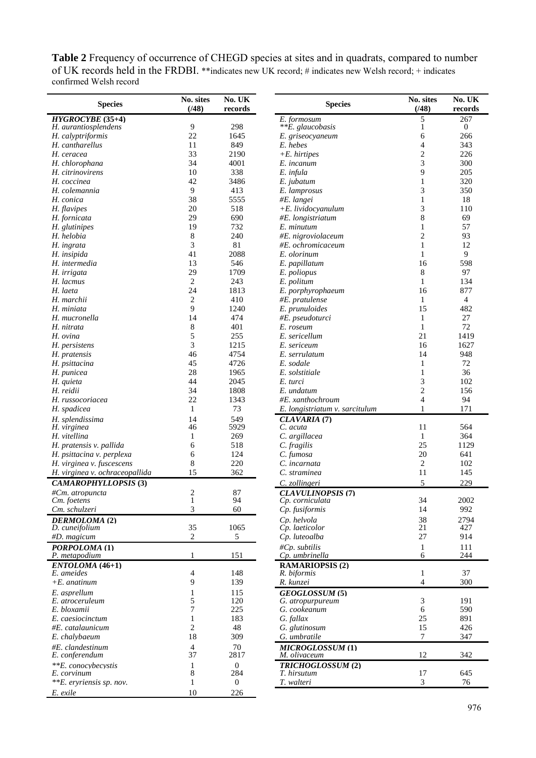**Table 2** Frequency of occurrence of CHEGD species at sites and in quadrats, compared to number of UK records held in the FRDBI. **indicates new UK record; # indicates new Welsh record; + indicates confirmed Welsh record

| Species | No. sites (/48) | No. UK records |
|---|---|---|
| ***HYGROCYBE* (35+4)** | | |
| *H. aurantiosplendens* | 9 | 298 |
| *H. calyptriformis* | 22 | 1645 |
| *H. cantharellus* | 11 | 849 |
| *H. ceracea* | 33 | 2190 |
| *H. chlorophana* | 34 | 4001 |
| *H. citrinovirens* | 10 | 338 |
| *H. coccinea* | 42 | 3486 |
| *H. colemannia* | 9 | 413 |
| *H. conica* | 38 | 5555 |
| *H. flavipes* | 20 | 518 |
| *H. fornicata* | 29 | 690 |
| *H. glutinipes* | 19 | 732 |
| *H. helobia* | 8 | 240 |
| *H. ingrata* | 3 | 81 |
| *H. insipida* | 41 | 2088 |
| *H. intermedia* | 13 | 546 |
| *H. irrigata* | 29 | 1709 |
| *H. lacmus* | 2 | 243 |
| *H. laeta* | 24 | 1813 |
| *H. marchii* | 2 | 410 |
| *H. miniata* | 9 | 1240 |
| *H. mucronella* | 14 | 474 |
| *H. nitrata* | 8 | 401 |
| *H. ovina* | 5 | 255 |
| *H. persistens* | 3 | 1215 |
| *H. pratensis* | 46 | 4754 |
| *H. psittacina* | 45 | 4726 |
| *H. punicea* | 28 | 1965 |
| *H. quieta* | 44 | 2045 |
| *H. reidii* | 34 | 1808 |
| *H. russocoriacea* | 22 | 1343 |
| *H. spadicea* | 1 | 73 |
| *H. splendissima* | 14 | 549 |
| *H. virginea* | 46 | 5929 |
| *H. vitellina* | 1 | 269 |
| *H. pratensis v. pallida* | 6 | 518 |
| *H. psittacina v. perplexa* | 6 | 124 |
| *H. virginea v. fuscescens* | 8 | 220 |
| *H. virginea v. ochraceopallida* | 15 | 362 |
| ***CAMAROPHYLLOPSIS* (3)** | | |
| *#Cm. atropuncta* | 2 | 87 |
| *Cm. foetens* | 1 | 94 |
| *Cm. schulzeri* | 3 | 60 |
| ***DERMOLOMA* (2)** | | |
| *D. cuneifolium* | 35 | 1065 |
| *#D. magicum* | 2 | 5 |
| ***PORPOLOMA* (1)** | | |
| *P. metapodium* | 1 | 151 |
| ***ENTOLOMA* (46+1)** | | |
| *E. ameides* | 4 | 148 |
| *+E. anatinum* | 9 | 139 |
| *E. asprellum* | 1 | 115 |
| *E. atroceruleum* | 5 | 120 |
| *E. bloxamii* | 7 | 225 |
| *E. caesiocinctum* | 1 | 183 |
| *#E. catalaunicum* | 2 | 48 |
| *E. chalybaeum* | 18 | 309 |
| *#E. clandestinum* | 4 | 70 |
| *E. conferendum* | 37 | 2817 |
| *\*\*E. conocybecystis* | 1 | 0 |
| *E. corvinum* | 8 | 284 |
| *\*\*E. eryriensis sp. nov.* | 1 | 0 |
| *E. exile* | 10 | 226 |
| *E. formosum* | 5 | 267 |
| *\*\*E. glaucobasis* | 1 | 0 |
| *E. griseocyaneum* | 6 | 266 |
| *E. hebes* | 4 | 343 |
| *+E. hirtipes* | 2 | 226 |
| *E. incanum* | 3 | 300 |
| *E. infula* | 9 | 205 |
| *E. jubatum* | 1 | 320 |
| *E. lamprosus* | 3 | 350 |
| *#E. langei* | 1 | 18 |
| *+E. lividocyanulum* | 3 | 110 |
| *#E. longistriatum* | 8 | 69 |
| *E. minutum* | 1 | 57 |
| *#E. nigroviolaceum* | 2 | 93 |
| *#E. ochromicaceum* | 1 | 12 |
| *E. olorinum* | 1 | 9 |
| *E. papillatum* | 16 | 598 |
| *E. poliopus* | 8 | 97 |
| *E. politum* | 1 | 134 |
| *E. porphyrophaeum* | 16 | 877 |
| *#E. pratulense* | 1 | 4 |
| *E. prunuloides* | 15 | 482 |
| *#E. pseudoturci* | 1 | 27 |
| *E. roseum* | 1 | 72 |
| *E. sericellum* | 21 | 1419 |
| *E. sericeum* | 16 | 1627 |
| *E. serrulatum* | 14 | 948 |
| *E. sodale* | 1 | 72 |
| *E. solstitiale* | 1 | 36 |
| *E. turci* | 3 | 102 |
| *E. undatum* | 2 | 156 |
| *#E. xanthochroum* | 4 | 94 |
| *E. longistriatum v. sarcitulum* | 1 | 171 |
| ***CLAVARIA* (7)** | | |
| *C. acuta* | 11 | 564 |
| *C. argillacea* | 1 | 364 |
| *C. fragilis* | 25 | 1129 |
| *C. fumosa* | 20 | 641 |
| *C. incarnata* | 2 | 102 |
| *C. straminea* | 11 | 145 |
| *C. zollingeri* | 5 | 229 |
| ***CLAVULINOPSIS* (7)** | | |
| *Cp. corniculata* | 34 | 2002 |
| *Cp. fusiformis* | 14 | 992 |
| *Cp. helvola* | 38 | 2794 |
| *Cp. laeticolor* | 21 | 427 |
| *Cp. luteoalba* | 27 | 914 |
| *#Cp. subtilis* | 1 | 111 |
| *Cp. umbrinella* | 6 | 244 |
| **RAMARIOPSIS (2)** | | |
| *R. biformis* | 1 | 37 |
| *R. kunzei* | 4 | 300 |
| ***GEOGLOSSUM* (5)** | | |
| *G. atropurpureum* | 3 | 191 |
| *G. cookeanum* | 6 | 590 |
| *G. fallax* | 25 | 891 |
| *G. glutinosum* | 15 | 426 |
| *G. umbratile* | 7 | 347 |
| ***MICROGLOSSUM* (1)** | | |
| *M. olivaceum* | 12 | 342 |
| ***TRICHOGLOSSUM* (2)** | | |
| *T. hirsutum* | 17 | 645 |
| *T. walteri* | 3 | 76 |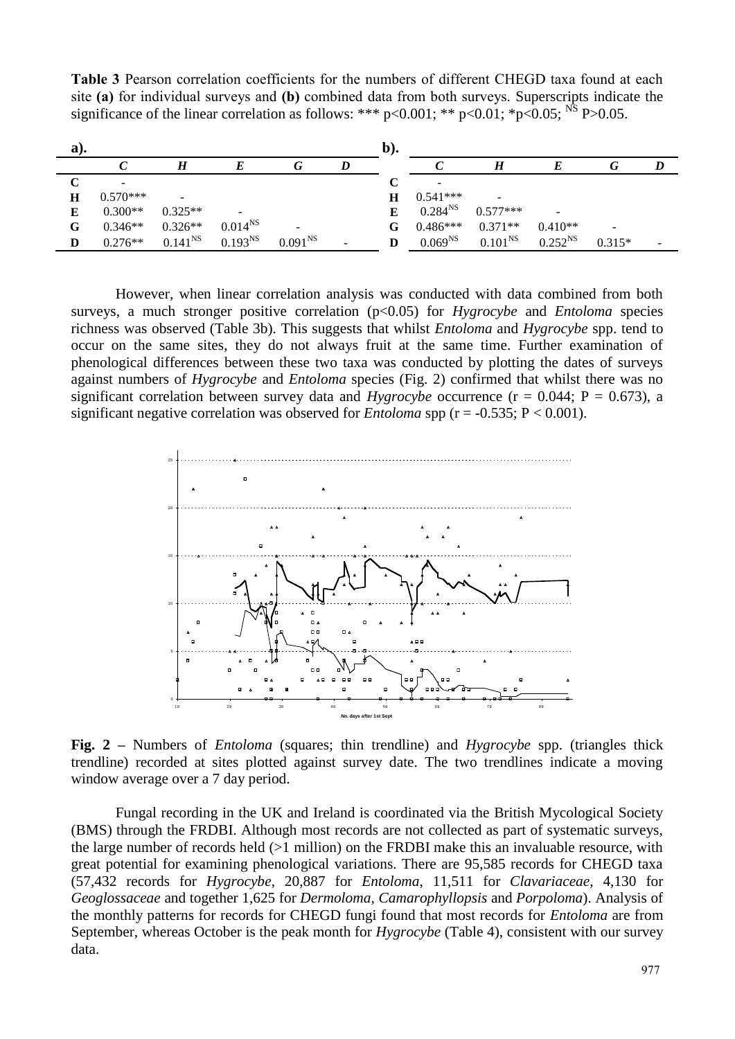**Table 3** Pearson correlation coefficients for the numbers of different CHEGD taxa found at each site **(a)** for individual surveys and **(b)** combined data from both surveys. Superscripts indicate the significance of the linear correlation as follows: *** p<0.001; ** p<0.01; *p<0.05; $^{NS}$ P>0.05.

**a).**

| | *C* | *H* | *E* | *G* | *D* |
|---|---|---|---|---|---|
| **C** | - | | | | |
| **H** | 0.570*** | - | | | |
| **E** | 0.300** | 0.325** | - | | |
| **G** | 0.346** | 0.326** | $0.014^{NS}$ | - | |
| **D** | 0.276** | $0.141^{NS}$ | $0.193^{NS}$ | $0.091^{NS}$ | - |

**b).**

| | *C* | *H* | *E* | *G* | *D* |
|---|---|---|---|---|---|
| **C** | - | | | | |
| **H** | 0.541*** | - | | | |
| **E** | $0.284^{NS}$ | 0.577*** | - | | |
| **G** | 0.486*** | 0.371** | 0.410** | - | |
| **D** | $0.069^{NS}$ | $0.101^{NS}$ | $0.252^{NS}$ | 0.315* | - |

However, when linear correlation analysis was conducted with data combined from both surveys, a much stronger positive correlation (p<0.05) for *Hygrocybe* and *Entoloma* species richness was observed (Table 3b). This suggests that whilst *Entoloma* and *Hygrocybe* spp. tend to occur on the same sites, they do not always fruit at the same time. Further examination of phenological differences between these two taxa was conducted by plotting the dates of surveys against numbers of *Hygrocybe* and *Entoloma* species (Fig. 2) confirmed that whilst there was no significant correlation between survey data and *Hygrocybe* occurrence (r = 0.044; P = 0.673), a significant negative correlation was observed for *Entoloma* spp (r = -0.535; P < 0.001).

**Fig. 2 –** Numbers of *Entoloma* (squares; thin trendline) and *Hygrocybe* spp. (triangles thick trendline) recorded at sites plotted against survey date. The two trendlines indicate a moving window average over a 7 day period.

Fungal recording in the UK and Ireland is coordinated via the British Mycological Society (BMS) through the FRDBI. Although most records are not collected as part of systematic surveys, the large number of records held (>1 million) on the FRDBI make this an invaluable resource, with great potential for examining phenological variations. There are 95,585 records for CHEGD taxa (57,432 records for *Hygrocybe*, 20,887 for *Entoloma*, 11,511 for *Clavariaceae*, 4,130 for *Geoglossaceae* and together 1,625 for *Dermoloma*, *Camarophyllopsis* and *Porpoloma*). Analysis of the monthly patterns for records for CHEGD fungi found that most records for *Entoloma* are from September, whereas October is the peak month for *Hygrocybe* (Table 4), consistent with our survey data.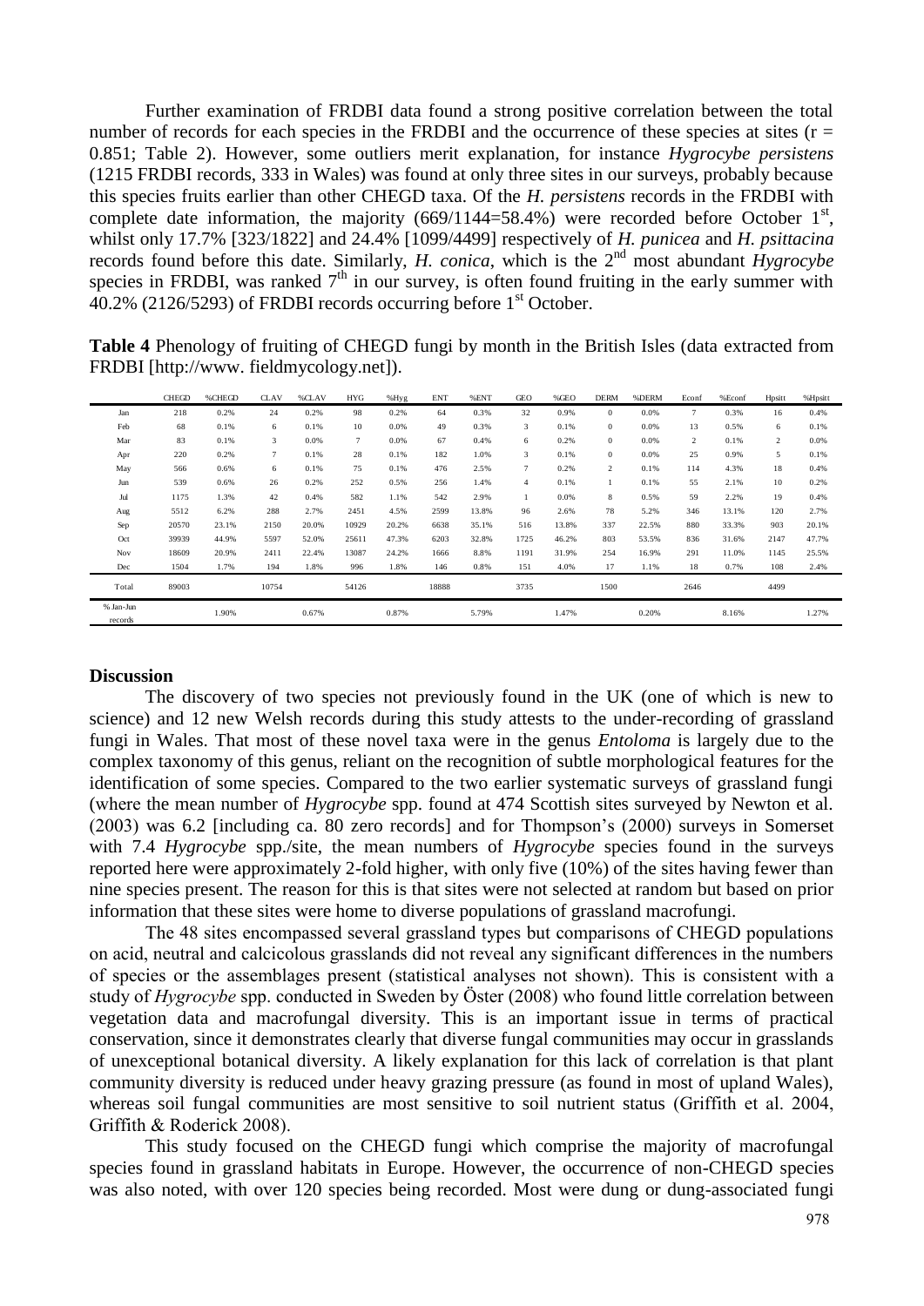Further examination of FRDBI data found a strong positive correlation between the total number of records for each species in the FRDBI and the occurrence of these species at sites (r = 0.851; Table 2). However, some outliers merit explanation, for instance *Hygrocybe persistens* (1215 FRDBI records, 333 in Wales) was found at only three sites in our surveys, probably because this species fruits earlier than other CHEGD taxa. Of the *H. persistens* records in the FRDBI with complete date information, the majority (669/1144=58.4%) were recorded before October 1st, whilst only 17.7% [323/1822] and 24.4% [1099/4499] respectively of *H. punicea* and *H. psittacina* records found before this date. Similarly, *H. conica*, which is the 2nd most abundant *Hygrocybe* species in FRDBI, was ranked 7th in our survey, is often found fruiting in the early summer with 40.2% (2126/5293) of FRDBI records occurring before 1st October.

**Table 4** Phenology of fruiting of CHEGD fungi by month in the British Isles (data extracted from FRDBI [http://www. fieldmycology.net]).

| | CHEGD | %CHEGD | CLAV | %CLAV | HYG | %Hyg | ENT | %ENT | GEO | %GEO | DERM | %DERM | Econf | %Econf | Hpsitt | %Hpsitt |
|---|---|---|---|---|---|---|---|---|---|---|---|---|---|---|---|---|
| Jan | 218 | 0.2% | 24 | 0.2% | 98 | 0.2% | 64 | 0.3% | 32 | 0.9% | 0 | 0.0% | 7 | 0.3% | 16 | 0.4% |
| Feb | 68 | 0.1% | 6 | 0.1% | 10 | 0.0% | 49 | 0.3% | 3 | 0.1% | 0 | 0.0% | 13 | 0.5% | 6 | 0.1% |
| Mar | 83 | 0.1% | 3 | 0.0% | 7 | 0.0% | 67 | 0.4% | 6 | 0.2% | 0 | 0.0% | 2 | 0.1% | 2 | 0.0% |
| Apr | 220 | 0.2% | 7 | 0.1% | 28 | 0.1% | 182 | 1.0% | 3 | 0.1% | 0 | 0.0% | 25 | 0.9% | 5 | 0.1% |
| May | 566 | 0.6% | 6 | 0.1% | 75 | 0.1% | 476 | 2.5% | 7 | 0.2% | 2 | 0.1% | 114 | 4.3% | 18 | 0.4% |
| Jun | 539 | 0.6% | 26 | 0.2% | 252 | 0.5% | 256 | 1.4% | 4 | 0.1% | 1 | 0.1% | 55 | 2.1% | 10 | 0.2% |
| Jul | 1175 | 1.3% | 42 | 0.4% | 582 | 1.1% | 542 | 2.9% | 1 | 0.0% | 8 | 0.5% | 59 | 2.2% | 19 | 0.4% |
| Aug | 5512 | 6.2% | 288 | 2.7% | 2451 | 4.5% | 2599 | 13.8% | 96 | 2.6% | 78 | 5.2% | 346 | 13.1% | 120 | 2.7% |
| Sep | 20570 | 23.1% | 2150 | 20.0% | 10929 | 20.2% | 6638 | 35.1% | 516 | 13.8% | 337 | 22.5% | 880 | 33.3% | 903 | 20.1% |
| Oct | 39939 | 44.9% | 5597 | 52.0% | 25611 | 47.3% | 6203 | 32.8% | 1725 | 46.2% | 803 | 53.5% | 836 | 31.6% | 2147 | 47.7% |
| Nov | 18609 | 20.9% | 2411 | 22.4% | 13087 | 24.2% | 1666 | 8.8% | 1191 | 31.9% | 254 | 16.9% | 291 | 11.0% | 1145 | 25.5% |
| Dec | 1504 | 1.7% | 194 | 1.8% | 996 | 1.8% | 146 | 0.8% | 151 | 4.0% | 17 | 1.1% | 18 | 0.7% | 108 | 2.4% |
| Total | 89003 | | 10754 | | 54126 | | 18888 | | 3735 | | 1500 | | 2646 | | 4499 | |
| % Jan-Jun records | | 1.90% | | 0.67% | | 0.87% | | 5.79% | | 1.47% | | 0.20% | | 8.16% | | 1.27% |

## Discussion

The discovery of two species not previously found in the UK (one of which is new to science) and 12 new Welsh records during this study attests to the under-recording of grassland fungi in Wales. That most of these novel taxa were in the genus *Entoloma* is largely due to the complex taxonomy of this genus, reliant on the recognition of subtle morphological features for the identification of some species. Compared to the two earlier systematic surveys of grassland fungi (where the mean number of *Hygrocybe* spp. found at 474 Scottish sites surveyed by Newton et al. (2003) was 6.2 [including ca. 80 zero records] and for Thompson's (2000) surveys in Somerset with 7.4 *Hygrocybe* spp./site, the mean numbers of *Hygrocybe* species found in the surveys reported here were approximately 2-fold higher, with only five (10%) of the sites having fewer than nine species present. The reason for this is that sites were not selected at random but based on prior information that these sites were home to diverse populations of grassland macrofungi.

The 48 sites encompassed several grassland types but comparisons of CHEGD populations on acid, neutral and calcicolous grasslands did not reveal any significant differences in the numbers of species or the assemblages present (statistical analyses not shown). This is consistent with a study of *Hygrocybe* spp. conducted in Sweden by Öster (2008) who found little correlation between vegetation data and macrofungal diversity. This is an important issue in terms of practical conservation, since it demonstrates clearly that diverse fungal communities may occur in grasslands of unexceptional botanical diversity. A likely explanation for this lack of correlation is that plant community diversity is reduced under heavy grazing pressure (as found in most of upland Wales), whereas soil fungal communities are most sensitive to soil nutrient status (Griffith et al. 2004, Griffith & Roderick 2008).

This study focused on the CHEGD fungi which comprise the majority of macrofungal species found in grassland habitats in Europe. However, the occurrence of non-CHEGD species was also noted, with over 120 species being recorded. Most were dung or dung-associated fungi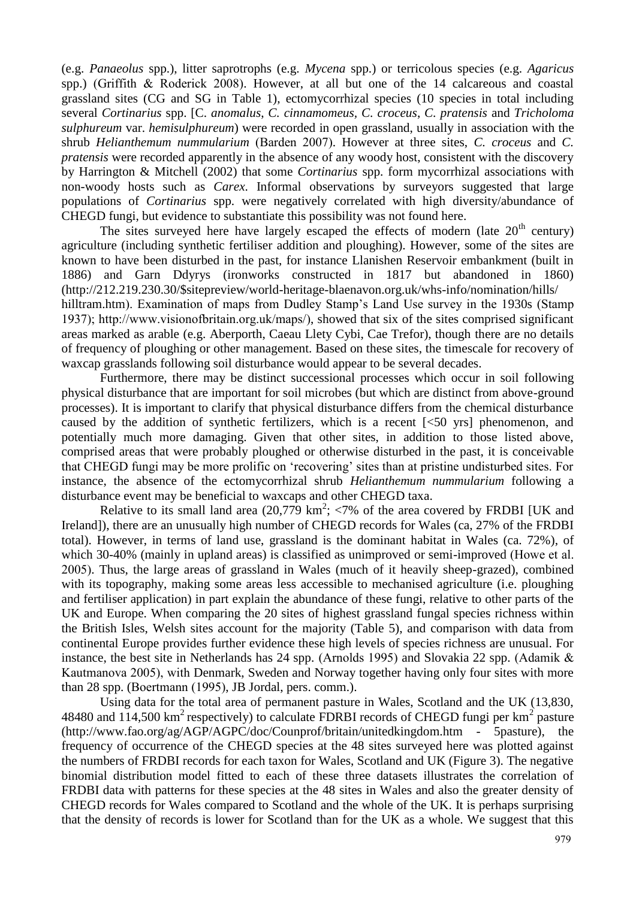(e.g. *Panaeolus* spp.), litter saprotrophs (e.g. *Mycena* spp.) or terricolous species (e.g. *Agaricus* spp.) (Griffith & Roderick 2008). However, at all but one of the 14 calcareous and coastal grassland sites (CG and SG in Table 1), ectomycorrhizal species (10 species in total including several *Cortinarius* spp. [*C. anomalus*, *C. cinnamomeus*, *C. croceus*, *C. pratensis* and *Tricholoma sulphureum* var. *hemisulphureum*) were recorded in open grassland, usually in association with the shrub *Helianthemum nummularium* (Barden 2007). However at three sites, *C. croceus* and *C. pratensis* were recorded apparently in the absence of any woody host, consistent with the discovery by Harrington & Mitchell (2002) that some *Cortinarius* spp. form mycorrhizal associations with non-woody hosts such as *Carex*. Informal observations by surveyors suggested that large populations of *Cortinarius* spp. were negatively correlated with high diversity/abundance of CHEGD fungi, but evidence to substantiate this possibility was not found here.

The sites surveyed here have largely escaped the effects of modern (late 20$^{th}$ century) agriculture (including synthetic fertiliser addition and ploughing). However, some of the sites are known to have been disturbed in the past, for instance Llanishen Reservoir embankment (built in 1886) and Garn Ddyrys (ironworks constructed in 1817 but abandoned in 1860) (http://212.219.230.30/$sitepreview/world-heritage-blaenavon.org.uk/whs-info/nomination/hills/hilltram.htm). Examination of maps from Dudley Stamp's Land Use survey in the 1930s (Stamp 1937); http://www.visionofbritain.org.uk/maps/), showed that six of the sites comprised significant areas marked as arable (e.g. Aberporth, Caeau Llety Cybi, Cae Trefor), though there are no details of frequency of ploughing or other management. Based on these sites, the timescale for recovery of waxcap grasslands following soil disturbance would appear to be several decades.

Furthermore, there may be distinct successional processes which occur in soil following physical disturbance that are important for soil microbes (but which are distinct from above-ground processes). It is important to clarify that physical disturbance differs from the chemical disturbance caused by the addition of synthetic fertilizers, which is a recent [<50 yrs] phenomenon, and potentially much more damaging. Given that other sites, in addition to those listed above, comprised areas that were probably ploughed or otherwise disturbed in the past, it is conceivable that CHEGD fungi may be more prolific on 'recovering' sites than at pristine undisturbed sites. For instance, the absence of the ectomycorrhizal shrub *Helianthemum nummularium* following a disturbance event may be beneficial to waxcaps and other CHEGD taxa.

Relative to its small land area (20,779 km$^2$; <7% of the area covered by FRDBI [UK and Ireland]), there are an unusually high number of CHEGD records for Wales (ca, 27% of the FRDBI total). However, in terms of land use, grassland is the dominant habitat in Wales (ca. 72%), of which 30-40% (mainly in upland areas) is classified as unimproved or semi-improved (Howe et al. 2005). Thus, the large areas of grassland in Wales (much of it heavily sheep-grazed), combined with its topography, making some areas less accessible to mechanised agriculture (i.e. ploughing and fertiliser application) in part explain the abundance of these fungi, relative to other parts of the UK and Europe. When comparing the 20 sites of highest grassland fungal species richness within the British Isles, Welsh sites account for the majority (Table 5), and comparison with data from continental Europe provides further evidence these high levels of species richness are unusual. For instance, the best site in Netherlands has 24 spp. (Arnolds 1995) and Slovakia 22 spp. (Adamik & Kautmanova 2005), with Denmark, Sweden and Norway together having only four sites with more than 28 spp. (Boertmann (1995), JB Jordal, pers. comm.).

Using data for the total area of permanent pasture in Wales, Scotland and the UK (13,830, 48480 and 114,500 km$^2$ respectively) to calculate FDRBI records of CHEGD fungi per km$^2$ pasture (http://www.fao.org/ag/AGP/AGPC/doc/Counprof/britain/unitedkingdom.htm - 5pasture), the frequency of occurrence of the CHEGD species at the 48 sites surveyed here was plotted against the numbers of FRDBI records for each taxon for Wales, Scotland and UK (Figure 3). The negative binomial distribution model fitted to each of these three datasets illustrates the correlation of FRDBI data with patterns for these species at the 48 sites in Wales and also the greater density of CHEGD records for Wales compared to Scotland and the whole of the UK. It is perhaps surprising that the density of records is lower for Scotland than for the UK as a whole. We suggest that this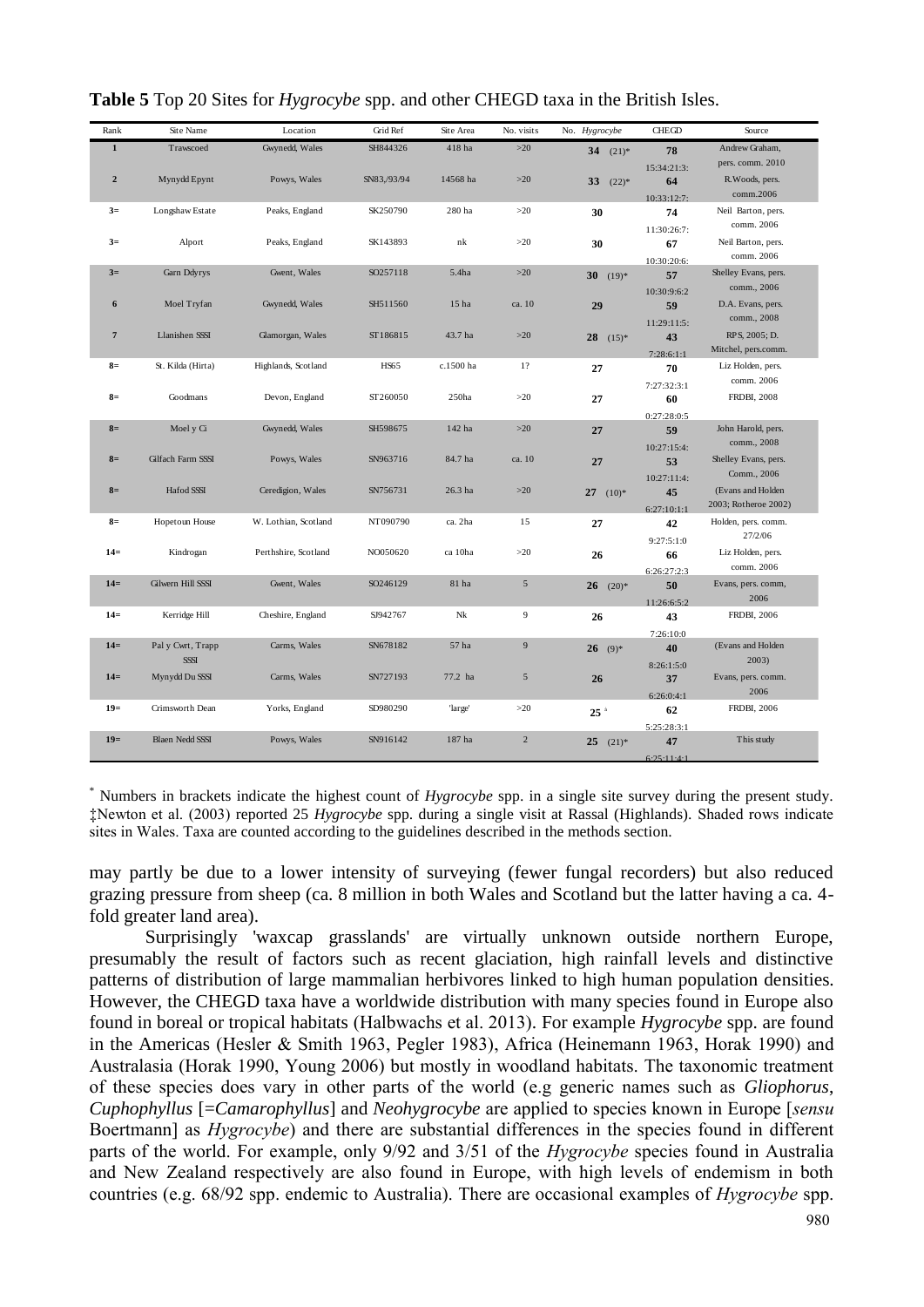**Table 5** Top 20 Sites for *Hygrocybe* spp. and other CHEGD taxa in the British Isles.

| Rank | Site Name | Location | Grid Ref | Site Area | No. visits | No. *Hygrocybe* | CHEGD | Source |
|---|---|---|---|---|---|---|---|---|
| **1** | Trawscoed | Gwynedd, Wales | SH844326 | 418 ha | >20 | **34** (21)* | **78** 15:34:21:3: | Andrew Graham, pers. comm. 2010 |
| **2** | Mynydd Epynt | Powys, Wales | SN83,/93/94 | 14568 ha | >20 | **33** (22)* | **64** 10:33:12:7: | R.Woods, pers. comm.2006 |
| **3=** | Longshaw Estate | Peaks, England | SK250790 | 280 ha | >20 | **30** | **74** 11:30:26:7: | Neil Barton, pers. comm. 2006 |
| **3=** | Alport | Peaks, England | SK143893 | nk | >20 | **30** | **67** 10:30:20:6: | Neil Barton, pers. comm. 2006 |
| **3=** | Garn Ddyrys | Gwent, Wales | SO257118 | 5.4ha | >20 | **30** (19)* | **57** 10:30:9:6:2 | Shelley Evans, pers. comm., 2006 |
| **6** | Moel Tryfan | Gwynedd, Wales | SH511560 | 15 ha | ca. 10 | **29** | **59** 11:29:11:5: | D.A. Evans, pers. comm., 2008 |
| **7** | Llanishen SSSI | Glamorgan, Wales | ST186815 | 43.7 ha | >20 | **28** (15)* | **43** 7:28:6:1:1 | RPS, 2005; D. Mitchel, pers.comm. |
| **8=** | St. Kilda (Hirta) | Highlands, Scotland | HS65 | c.1500 ha | 1? | **27** | **70** 7:27:32:3:1 | Liz Holden, pers. comm. 2006 |
| **8=** | Goodmans | Devon, England | ST260050 | 250ha | >20 | **27** | **60** 0:27:28:0:5 | FRDBI, 2008 |
| **8=** | Moel y Ci | Gwynedd, Wales | SH598675 | 142 ha | >20 | **27** | **59** 10:27:15:4: | John Harold, pers. comm., 2008 |
| **8=** | Gilfach Farm SSSI | Powys, Wales | SN963716 | 84.7 ha | ca. 10 | **27** | **53** 10:27:11:4: | Shelley Evans, pers. Comm., 2006 |
| **8=** | Hafod SSSI | Ceredigion, Wales | SN756731 | 26.3 ha | >20 | **27** (10)* | **45** 6:27:10:1:1 | (Evans and Holden 2003; Rotheroe 2002) |
| **8=** | Hopetoun House | W. Lothian, Scotland | NT090790 | ca. 2ha | 15 | **27** | **42** 9:27:5:1:0 | Holden, pers. comm. 27/2/06 |
| **14=** | Kindrogan | Perthshire, Scotland | NO050620 | ca 10ha | >20 | **26** | **66** 6:26:27:2:3 | Liz Holden, pers. comm. 2006 |
| **14=** | Gilwern Hill SSSI | Gwent, Wales | SO246129 | 81 ha | 5 | **26** (20)* | **50** 11:26:6:5:2 | Evans, pers. comm, 2006 |
| **14=** | Kerridge Hill | Cheshire, England | SJ942767 | Nk | 9 | **26** | **43** 7:26:10:0 | FRDBI, 2006 |
| **14=** | Pal y Cwrt, Trapp SSSI | Carms, Wales | SN678182 | 57 ha | 9 | **26** (9)* | **40** 8:26:1:5:0 | (Evans and Holden 2003) |
| **14=** | Mynydd Du SSSI | Carms, Wales | SN727193 | 77.2 ha | 5 | **26** | **37** 6:26:0:4:1 | Evans, pers. comm. 2006 |
| **19=** | Crimsworth Dean | Yorks, England | SD980290 | 'large' | >20 | **25** ‡ | **62** 5:25:28:3:1 | FRDBI, 2006 |
| **19=** | Blaen Nedd SSSI | Powys, Wales | SN916142 | 187 ha | 2 | **25** (21)* | **47** 6:25:11:4:1 | This study |

\* Numbers in brackets indicate the highest count of *Hygrocybe* spp. in a single site survey during the present study. ‡Newton et al. (2003) reported 25 *Hygrocybe* spp. during a single visit at Rassal (Highlands). Shaded rows indicate sites in Wales. Taxa are counted according to the guidelines described in the methods section.

may partly be due to a lower intensity of surveying (fewer fungal recorders) but also reduced grazing pressure from sheep (ca. 8 million in both Wales and Scotland but the latter having a ca. 4-fold greater land area).

Surprisingly 'waxcap grasslands' are virtually unknown outside northern Europe, presumably the result of factors such as recent glaciation, high rainfall levels and distinctive patterns of distribution of large mammalian herbivores linked to high human population densities. However, the CHEGD taxa have a worldwide distribution with many species found in Europe also found in boreal or tropical habitats (Halbwachs et al. 2013). For example *Hygrocybe* spp. are found in the Americas (Hesler & Smith 1963, Pegler 1983), Africa (Heinemann 1963, Horak 1990) and Australasia (Horak 1990, Young 2006) but mostly in woodland habitats. The taxonomic treatment of these species does vary in other parts of the world (e.g generic names such as *Gliophorus*, *Cuphophyllus* [=*Camarophyllus*] and *Neohygrocybe* are applied to species known in Europe [*sensu* Boertmann] as *Hygrocybe*) and there are substantial differences in the species found in different parts of the world. For example, only 9/92 and 3/51 of the *Hygrocybe* species found in Australia and New Zealand respectively are also found in Europe, with high levels of endemism in both countries (e.g. 68/92 spp. endemic to Australia). There are occasional examples of *Hygrocybe* spp.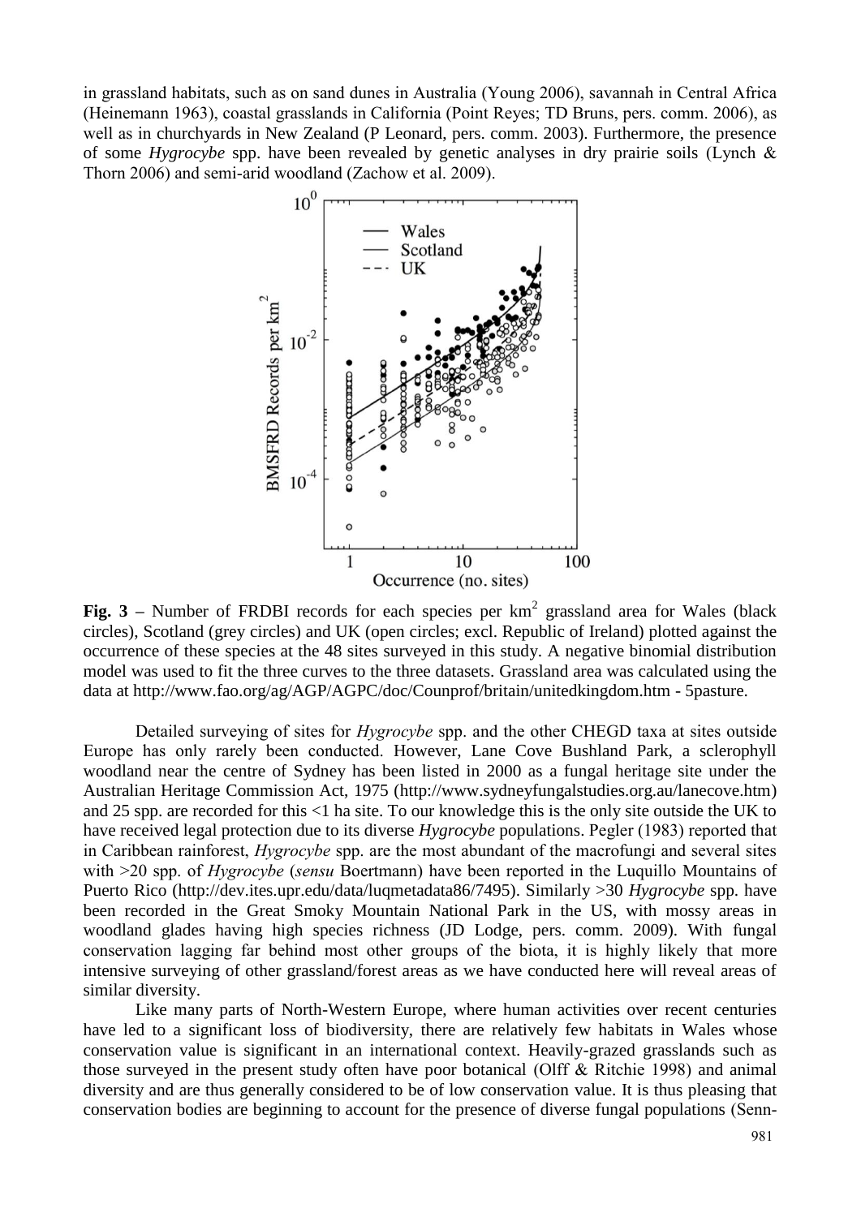in grassland habitats, such as on sand dunes in Australia (Young 2006), savannah in Central Africa (Heinemann 1963), coastal grasslands in California (Point Reyes; TD Bruns, pers. comm. 2006), as well as in churchyards in New Zealand (P Leonard, pers. comm. 2003). Furthermore, the presence of some *Hygrocybe* spp. have been revealed by genetic analyses in dry prairie soils (Lynch & Thorn 2006) and semi-arid woodland (Zachow et al. 2009).

**Fig. 3 –** Number of FRDBI records for each species per km$^2$ grassland area for Wales (black circles), Scotland (grey circles) and UK (open circles; excl. Republic of Ireland) plotted against the occurrence of these species at the 48 sites surveyed in this study. A negative binomial distribution model was used to fit the three curves to the three datasets. Grassland area was calculated using the data at http://www.fao.org/ag/AGP/AGPC/doc/Counprof/britain/unitedkingdom.htm - 5pasture.

Detailed surveying of sites for *Hygrocybe* spp. and the other CHEGD taxa at sites outside Europe has only rarely been conducted. However, Lane Cove Bushland Park, a sclerophyll woodland near the centre of Sydney has been listed in 2000 as a fungal heritage site under the Australian Heritage Commission Act, 1975 (http://www.sydneyfungalstudies.org.au/lanecove.htm) and 25 spp. are recorded for this <1 ha site. To our knowledge this is the only site outside the UK to have received legal protection due to its diverse *Hygrocybe* populations. Pegler (1983) reported that in Caribbean rainforest, *Hygrocybe* spp. are the most abundant of the macrofungi and several sites with >20 spp. of *Hygrocybe* (*sensu* Boertmann) have been reported in the Luquillo Mountains of Puerto Rico (http://dev.ites.upr.edu/data/luqmetadata86/7495). Similarly >30 *Hygrocybe* spp. have been recorded in the Great Smoky Mountain National Park in the US, with mossy areas in woodland glades having high species richness (JD Lodge, pers. comm. 2009). With fungal conservation lagging far behind most other groups of the biota, it is highly likely that more intensive surveying of other grassland/forest areas as we have conducted here will reveal areas of similar diversity.

Like many parts of North-Western Europe, where human activities over recent centuries have led to a significant loss of biodiversity, there are relatively few habitats in Wales whose conservation value is significant in an international context. Heavily-grazed grasslands such as those surveyed in the present study often have poor botanical (Olff & Ritchie 1998) and animal diversity and are thus generally considered to be of low conservation value. It is thus pleasing that conservation bodies are beginning to account for the presence of diverse fungal populations (Senn-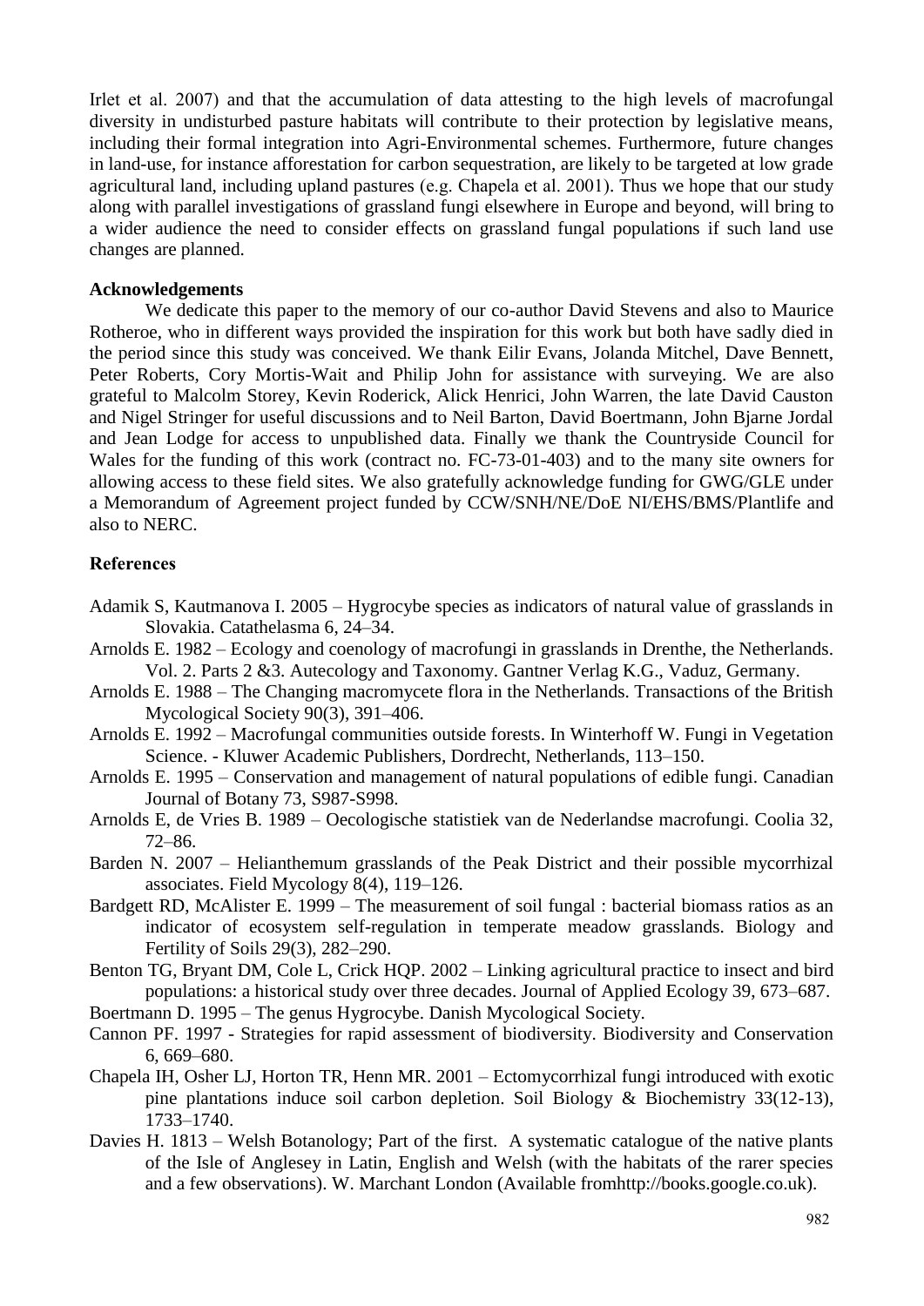Irlet et al. 2007) and that the accumulation of data attesting to the high levels of macrofungal diversity in undisturbed pasture habitats will contribute to their protection by legislative means, including their formal integration into Agri-Environmental schemes. Furthermore, future changes in land-use, for instance afforestation for carbon sequestration, are likely to be targeted at low grade agricultural land, including upland pastures (e.g. Chapela et al. 2001). Thus we hope that our study along with parallel investigations of grassland fungi elsewhere in Europe and beyond, will bring to a wider audience the need to consider effects on grassland fungal populations if such land use changes are planned.

## Acknowledgements

We dedicate this paper to the memory of our co-author David Stevens and also to Maurice Rotheroe, who in different ways provided the inspiration for this work but both have sadly died in the period since this study was conceived. We thank Eilir Evans, Jolanda Mitchel, Dave Bennett, Peter Roberts, Cory Mortis-Wait and Philip John for assistance with surveying. We are also grateful to Malcolm Storey, Kevin Roderick, Alick Henrici, John Warren, the late David Causton and Nigel Stringer for useful discussions and to Neil Barton, David Boertmann, John Bjarne Jordal and Jean Lodge for access to unpublished data. Finally we thank the Countryside Council for Wales for the funding of this work (contract no. FC-73-01-403) and to the many site owners for allowing access to these field sites. We also gratefully acknowledge funding for GWG/GLE under a Memorandum of Agreement project funded by CCW/SNH/NE/DoE NI/EHS/BMS/Plantlife and also to NERC.

## References

Adamik S, Kautmanova I. 2005 – Hygrocybe species as indicators of natural value of grasslands in Slovakia. Catathelasma 6, 24–34.

Arnolds E. 1982 – Ecology and coenology of macrofungi in grasslands in Drenthe, the Netherlands. Vol. 2. Parts 2 &3. Autecology and Taxonomy. Gantner Verlag K.G., Vaduz, Germany.

Arnolds E. 1988 – The Changing macromycete flora in the Netherlands. Transactions of the British Mycological Society 90(3), 391–406.

Arnolds E. 1992 – Macrofungal communities outside forests. In Winterhoff W. Fungi in Vegetation Science. - Kluwer Academic Publishers, Dordrecht, Netherlands, 113–150.

Arnolds E. 1995 – Conservation and management of natural populations of edible fungi. Canadian Journal of Botany 73, S987-S998.

Arnolds E, de Vries B. 1989 – Oecologische statistiek van de Nederlandse macrofungi. Coolia 32, 72–86.

Barden N. 2007 – Helianthemum grasslands of the Peak District and their possible mycorrhizal associates. Field Mycology 8(4), 119–126.

Bardgett RD, McAlister E. 1999 – The measurement of soil fungal : bacterial biomass ratios as an indicator of ecosystem self-regulation in temperate meadow grasslands. Biology and Fertility of Soils 29(3), 282–290.

Benton TG, Bryant DM, Cole L, Crick HQP. 2002 – Linking agricultural practice to insect and bird populations: a historical study over three decades. Journal of Applied Ecology 39, 673–687.

Boertmann D. 1995 – The genus Hygrocybe. Danish Mycological Society.

Cannon PF. 1997 - Strategies for rapid assessment of biodiversity. Biodiversity and Conservation 6, 669–680.

Chapela IH, Osher LJ, Horton TR, Henn MR. 2001 – Ectomycorrhizal fungi introduced with exotic pine plantations induce soil carbon depletion. Soil Biology & Biochemistry 33(12-13), 1733–1740.

Davies H. 1813 – Welsh Botanology; Part of the first. A systematic catalogue of the native plants of the Isle of Anglesey in Latin, English and Welsh (with the habitats of the rarer species and a few observations). W. Marchant London (Available fromhttp://books.google.co.uk).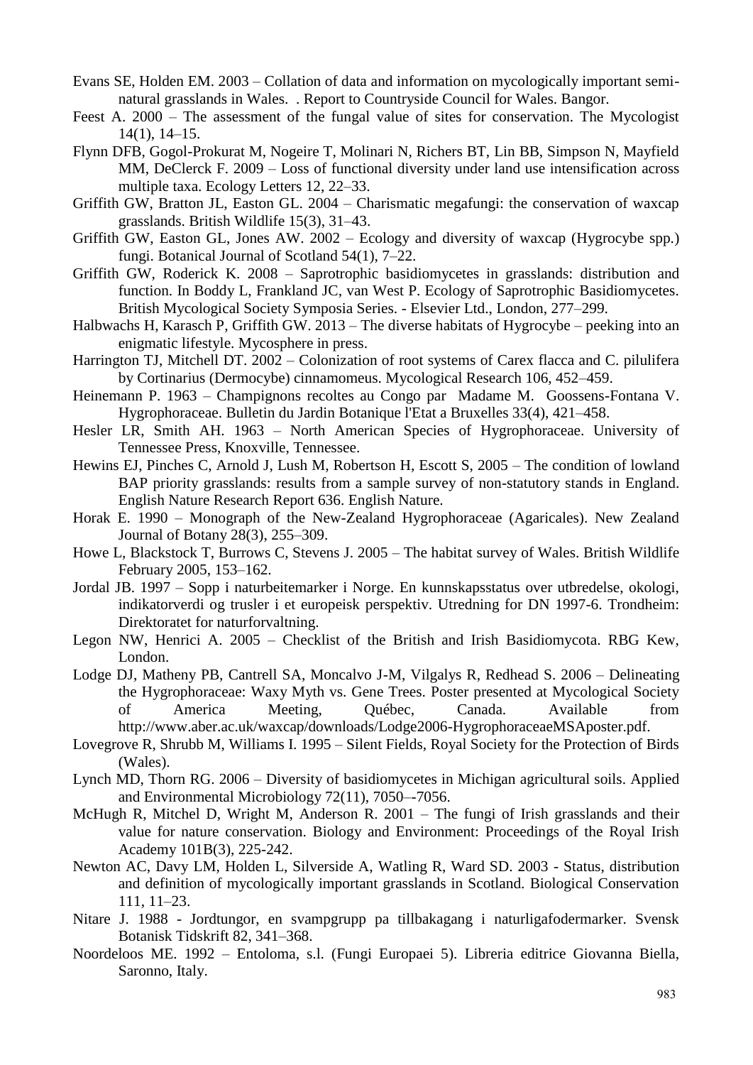Evans SE, Holden EM. 2003 – Collation of data and information on mycologically important semi-natural grasslands in Wales. . Report to Countryside Council for Wales. Bangor.

Feest A. 2000 – The assessment of the fungal value of sites for conservation. The Mycologist 14(1), 14–15.

Flynn DFB, Gogol-Prokurat M, Nogeire T, Molinari N, Richers BT, Lin BB, Simpson N, Mayfield MM, DeClerck F. 2009 – Loss of functional diversity under land use intensification across multiple taxa. Ecology Letters 12, 22–33.

Griffith GW, Bratton JL, Easton GL. 2004 – Charismatic megafungi: the conservation of waxcap grasslands. British Wildlife 15(3), 31–43.

Griffith GW, Easton GL, Jones AW. 2002 – Ecology and diversity of waxcap (Hygrocybe spp.) fungi. Botanical Journal of Scotland 54(1), 7–22.

Griffith GW, Roderick K. 2008 – Saprotrophic basidiomycetes in grasslands: distribution and function. In Boddy L, Frankland JC, van West P. Ecology of Saprotrophic Basidiomycetes. British Mycological Society Symposia Series. - Elsevier Ltd., London, 277–299.

Halbwachs H, Karasch P, Griffith GW. 2013 – The diverse habitats of Hygrocybe – peeking into an enigmatic lifestyle. Mycosphere in press.

Harrington TJ, Mitchell DT. 2002 – Colonization of root systems of Carex flacca and C. pilulifera by Cortinarius (Dermocybe) cinnamomeus. Mycological Research 106, 452–459.

Heinemann P. 1963 – Champignons recoltes au Congo par Madame M. Goossens-Fontana V. Hygrophoraceae. Bulletin du Jardin Botanique l'Etat a Bruxelles 33(4), 421–458.

Hesler LR, Smith AH. 1963 – North American Species of Hygrophoraceae. University of Tennessee Press, Knoxville, Tennessee.

Hewins EJ, Pinches C, Arnold J, Lush M, Robertson H, Escott S, 2005 – The condition of lowland BAP priority grasslands: results from a sample survey of non-statutory stands in England. English Nature Research Report 636. English Nature.

Horak E. 1990 – Monograph of the New-Zealand Hygrophoraceae (Agaricales). New Zealand Journal of Botany 28(3), 255–309.

Howe L, Blackstock T, Burrows C, Stevens J. 2005 – The habitat survey of Wales. British Wildlife February 2005, 153–162.

Jordal JB. 1997 – Sopp i naturbeitemarker i Norge. En kunnskapsstatus over utbredelse, okologi, indikatorverdi og trusler i et europeisk perspektiv. Utredning for DN 1997-6. Trondheim: Direktoratet for naturforvaltning.

Legon NW, Henrici A. 2005 – Checklist of the British and Irish Basidiomycota. RBG Kew, London.

Lodge DJ, Matheny PB, Cantrell SA, Moncalvo J-M, Vilgalys R, Redhead S. 2006 – Delineating the Hygrophoraceae: Waxy Myth vs. Gene Trees. Poster presented at Mycological Society of America Meeting, Québec, Canada. Available from http://www.aber.ac.uk/waxcap/downloads/Lodge2006-HygrophoraceaeMSAposter.pdf.

Lovegrove R, Shrubb M, Williams I. 1995 – Silent Fields, Royal Society for the Protection of Birds (Wales).

Lynch MD, Thorn RG. 2006 – Diversity of basidiomycetes in Michigan agricultural soils. Applied and Environmental Microbiology 72(11), 7050–-7056.

McHugh R, Mitchel D, Wright M, Anderson R. 2001 – The fungi of Irish grasslands and their value for nature conservation. Biology and Environment: Proceedings of the Royal Irish Academy 101B(3), 225-242.

Newton AC, Davy LM, Holden L, Silverside A, Watling R, Ward SD. 2003 - Status, distribution and definition of mycologically important grasslands in Scotland. Biological Conservation 111, 11–23.

Nitare J. 1988 - Jordtungor, en svampgrupp pa tillbakagang i naturligafodermarker. Svensk Botanisk Tidskrift 82, 341–368.

Noordeloos ME. 1992 – Entoloma, s.l. (Fungi Europaei 5). Libreria editrice Giovanna Biella, Saronno, Italy.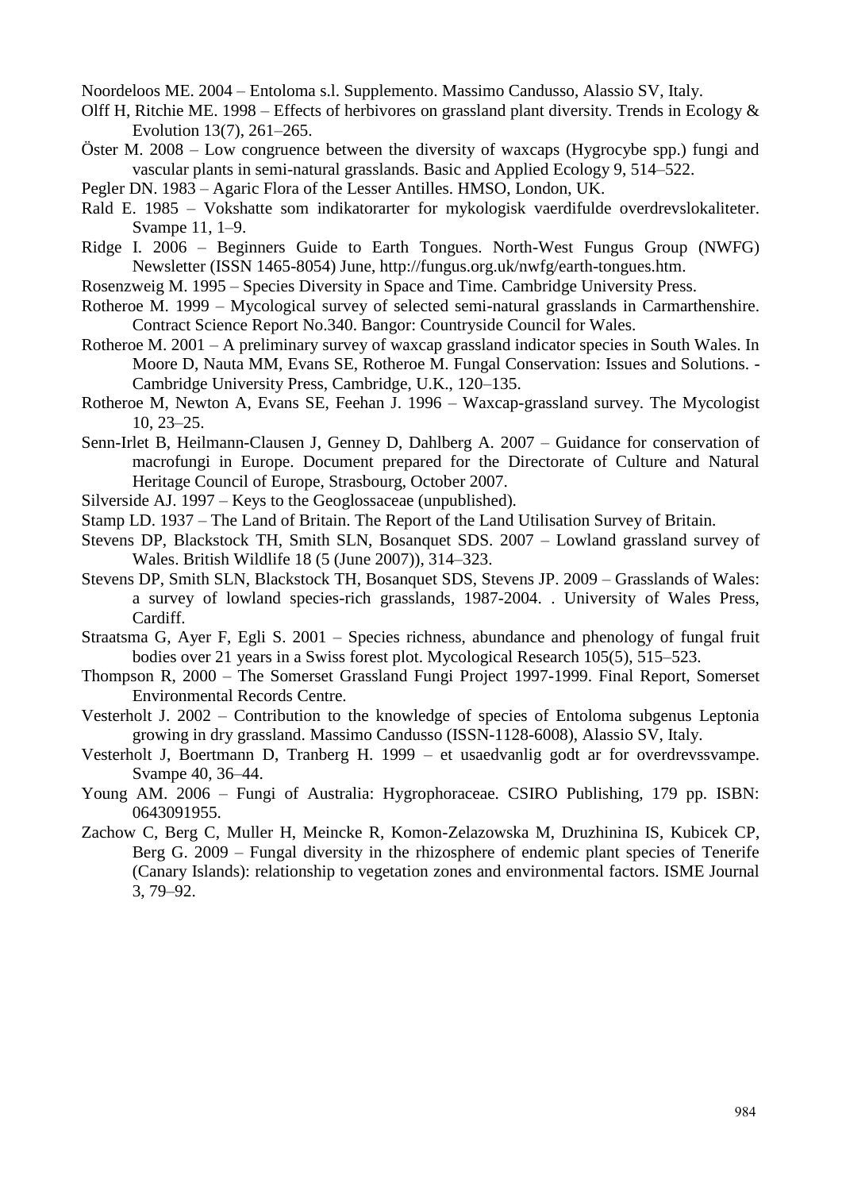Noordeloos ME. 2004 – Entoloma s.l. Supplemento. Massimo Candusso, Alassio SV, Italy.

Olff H, Ritchie ME. 1998 – Effects of herbivores on grassland plant diversity. Trends in Ecology & Evolution 13(7), 261–265.

Öster M. 2008 – Low congruence between the diversity of waxcaps (Hygrocybe spp.) fungi and vascular plants in semi-natural grasslands. Basic and Applied Ecology 9, 514–522.

Pegler DN. 1983 – Agaric Flora of the Lesser Antilles. HMSO, London, UK.

Rald E. 1985 – Vokshatte som indikatorarter for mykologisk vaerdifulde overdrevslokaliteter. Svampe 11, 1–9.

Ridge I. 2006 – Beginners Guide to Earth Tongues. North-West Fungus Group (NWFG) Newsletter (ISSN 1465-8054) June, http://fungus.org.uk/nwfg/earth-tongues.htm.

Rosenzweig M. 1995 – Species Diversity in Space and Time. Cambridge University Press.

Rotheroe M. 1999 – Mycological survey of selected semi-natural grasslands in Carmarthenshire. Contract Science Report No.340. Bangor: Countryside Council for Wales.

Rotheroe M. 2001 – A preliminary survey of waxcap grassland indicator species in South Wales. In Moore D, Nauta MM, Evans SE, Rotheroe M. Fungal Conservation: Issues and Solutions. - Cambridge University Press, Cambridge, U.K., 120–135.

Rotheroe M, Newton A, Evans SE, Feehan J. 1996 – Waxcap-grassland survey. The Mycologist 10, 23–25.

Senn-Irlet B, Heilmann-Clausen J, Genney D, Dahlberg A. 2007 – Guidance for conservation of macrofungi in Europe. Document prepared for the Directorate of Culture and Natural Heritage Council of Europe, Strasbourg, October 2007.

Silverside AJ. 1997 – Keys to the Geoglossaceae (unpublished).

Stamp LD. 1937 – The Land of Britain. The Report of the Land Utilisation Survey of Britain.

Stevens DP, Blackstock TH, Smith SLN, Bosanquet SDS. 2007 – Lowland grassland survey of Wales. British Wildlife 18 (5 (June 2007)), 314–323.

Stevens DP, Smith SLN, Blackstock TH, Bosanquet SDS, Stevens JP. 2009 – Grasslands of Wales: a survey of lowland species-rich grasslands, 1987-2004. . University of Wales Press, Cardiff.

Straatsma G, Ayer F, Egli S. 2001 – Species richness, abundance and phenology of fungal fruit bodies over 21 years in a Swiss forest plot. Mycological Research 105(5), 515–523.

Thompson R, 2000 – The Somerset Grassland Fungi Project 1997-1999. Final Report, Somerset Environmental Records Centre.

Vesterholt J. 2002 – Contribution to the knowledge of species of Entoloma subgenus Leptonia growing in dry grassland. Massimo Candusso (ISSN-1128-6008), Alassio SV, Italy.

Vesterholt J, Boertmann D, Tranberg H. 1999 – et usaedvanlig godt ar for overdrevssvampe. Svampe 40, 36–44.

Young AM. 2006 – Fungi of Australia: Hygrophoraceae. CSIRO Publishing, 179 pp. ISBN: 0643091955.

Zachow C, Berg C, Muller H, Meincke R, Komon-Zelazowska M, Druzhinina IS, Kubicek CP, Berg G. 2009 – Fungal diversity in the rhizosphere of endemic plant species of Tenerife (Canary Islands): relationship to vegetation zones and environmental factors. ISME Journal 3, 79–92.